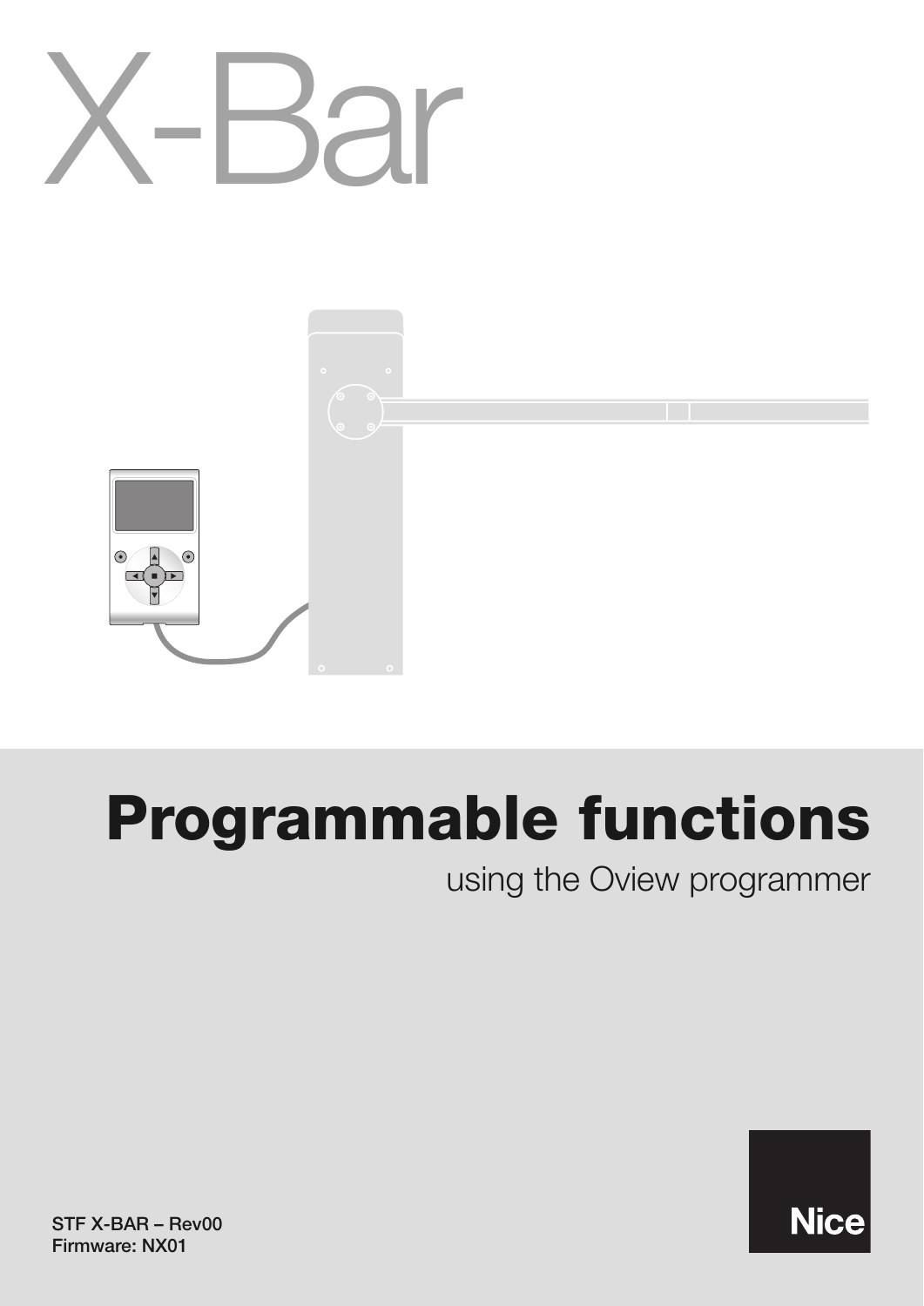# X-Bar

## Programmable functions

using the Oview programmer

STF X-BAR – Rev00
Firmware: NX01

Nice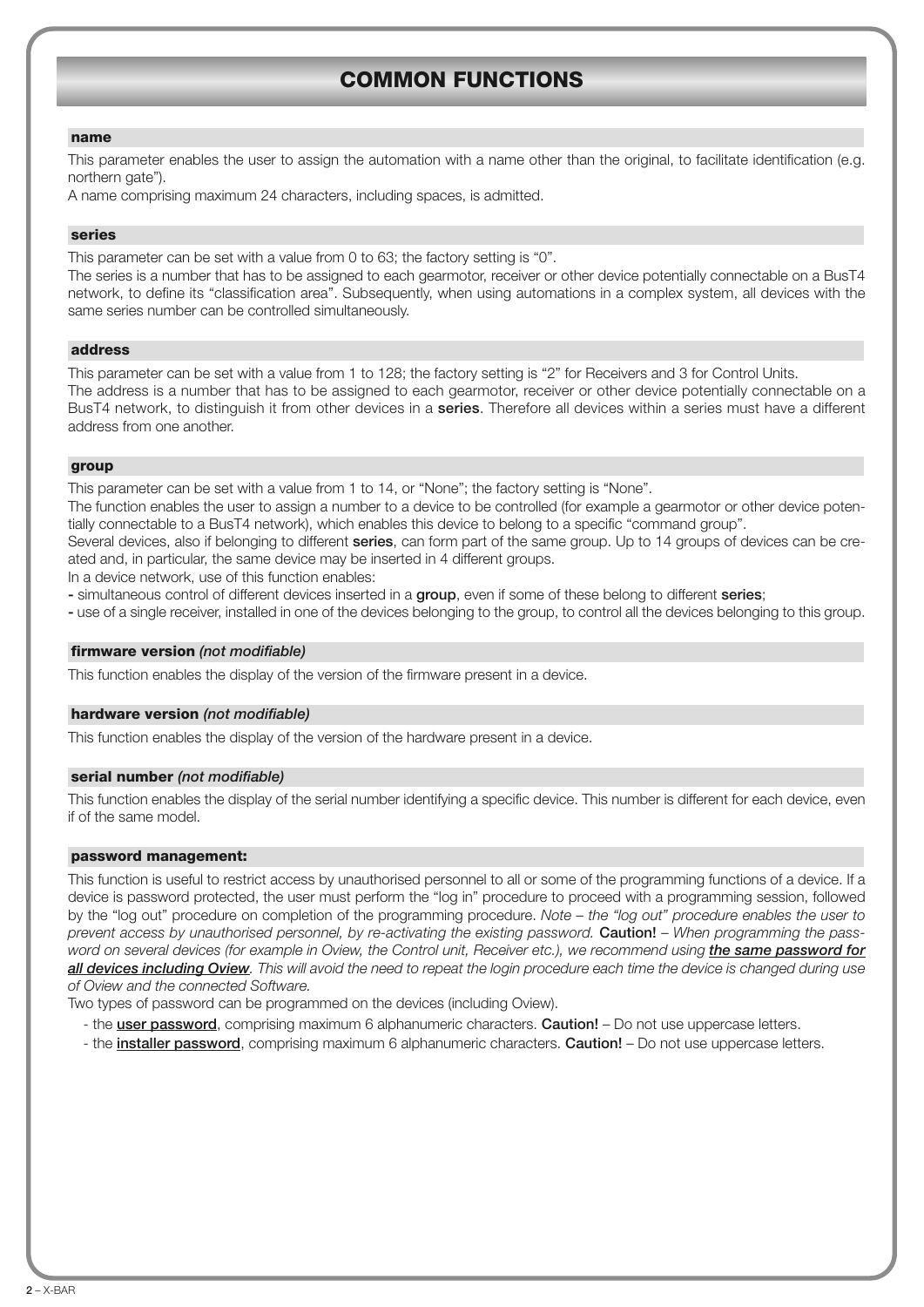# COMMON FUNCTIONS

### name

This parameter enables the user to assign the automation with a name other than the original, to facilitate identification (e.g. northern gate").

A name comprising maximum 24 characters, including spaces, is admitted.

### series

This parameter can be set with a value from 0 to 63; the factory setting is "0".

The series is a number that has to be assigned to each gearmotor, receiver or other device potentially connectable on a BusT4 network, to define its "classification area". Subsequently, when using automations in a complex system, all devices with the same series number can be controlled simultaneously.

### address

This parameter can be set with a value from 1 to 128; the factory setting is "2" for Receivers and 3 for Control Units.

The address is a number that has to be assigned to each gearmotor, receiver or other device potentially connectable on a BusT4 network, to distinguish it from other devices in a **series**. Therefore all devices within a series must have a different address from one another.

### group

This parameter can be set with a value from 1 to 14, or "None"; the factory setting is "None".

The function enables the user to assign a number to a device to be controlled (for example a gearmotor or other device potentially connectable to a BusT4 network), which enables this device to belong to a specific "command group".

Several devices, also if belonging to different **series**, can form part of the same group. Up to 14 groups of devices can be created and, in particular, the same device may be inserted in 4 different groups.

In a device network, use of this function enables:

- simultaneous control of different devices inserted in a **group**, even if some of these belong to different **series**;
- use of a single receiver, installed in one of the devices belonging to the group, to control all the devices belonging to this group.

### firmware version *(not modifiable)*

This function enables the display of the version of the firmware present in a device.

### hardware version *(not modifiable)*

This function enables the display of the version of the hardware present in a device.

### serial number *(not modifiable)*

This function enables the display of the serial number identifying a specific device. This number is different for each device, even if of the same model.

### password management:

This function is useful to restrict access by unauthorised personnel to all or some of the programming functions of a device. If a device is password protected, the user must perform the "log in" procedure to proceed with a programming session, followed by the "log out" procedure on completion of the programming procedure. *Note – the "log out" procedure enables the user to prevent access by unauthorised personnel, by re-activating the existing password.* **Caution!** – *When programming the password on several devices (for example in Oview, the Control unit, Receiver etc.), we recommend using* ***the same password for all devices including Oview****. This will avoid the need to repeat the login procedure each time the device is changed during use of Oview and the connected Software.*

Two types of password can be programmed on the devices (including Oview).

- the **user password**, comprising maximum 6 alphanumeric characters. **Caution!** – Do not use uppercase letters.
- the **installer password**, comprising maximum 6 alphanumeric characters. **Caution!** – Do not use uppercase letters.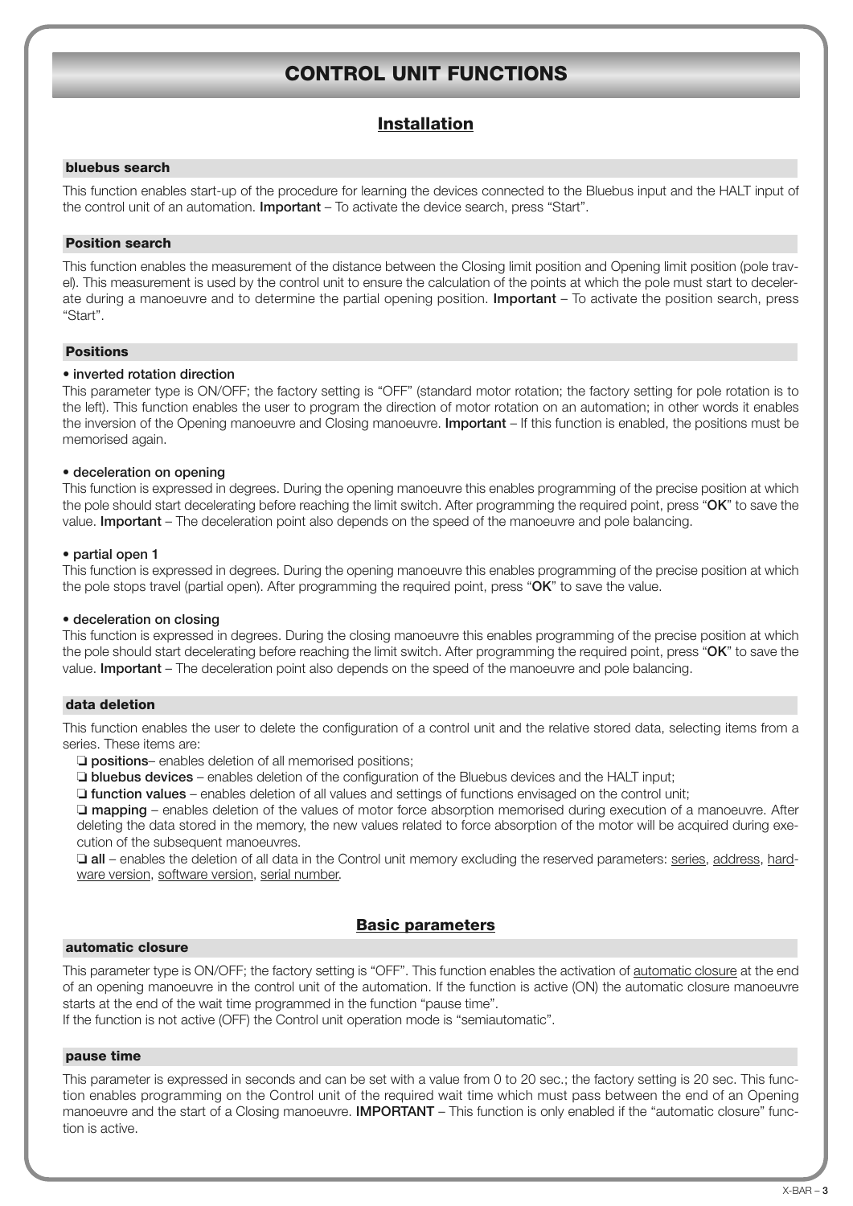# CONTROL UNIT FUNCTIONS

## Installation

### bluebus search

This function enables start-up of the procedure for learning the devices connected to the Bluebus input and the HALT input of the control unit of an automation. **Important** – To activate the device search, press "Start".

### Position search

This function enables the measurement of the distance between the Closing limit position and Opening limit position (pole travel). This measurement is used by the control unit to ensure the calculation of the points at which the pole must start to decelerate during a manoeuvre and to determine the partial opening position. **Important** – To activate the position search, press "Start".

### Positions

**• inverted rotation direction**

This parameter type is ON/OFF; the factory setting is "OFF" (standard motor rotation; the factory setting for pole rotation is to the left). This function enables the user to program the direction of motor rotation on an automation; in other words it enables the inversion of the Opening manoeuvre and Closing manoeuvre. **Important** – If this function is enabled, the positions must be memorised again.

**• deceleration on opening**

This function is expressed in degrees. During the opening manoeuvre this enables programming of the precise position at which the pole should start decelerating before reaching the limit switch. After programming the required point, press "**OK**" to save the value. **Important** – The deceleration point also depends on the speed of the manoeuvre and pole balancing.

**• partial open 1**

This function is expressed in degrees. During the opening manoeuvre this enables programming of the precise position at which the pole stops travel (partial open). After programming the required point, press "**OK**" to save the value.

**• deceleration on closing**

This function is expressed in degrees. During the closing manoeuvre this enables programming of the precise position at which the pole should start decelerating before reaching the limit switch. After programming the required point, press "**OK**" to save the value. **Important** – The deceleration point also depends on the speed of the manoeuvre and pole balancing.

### data deletion

This function enables the user to delete the configuration of a control unit and the relative stored data, selecting items from a series. These items are:

❑ **positions**– enables deletion of all memorised positions;

❑ **bluebus devices** – enables deletion of the configuration of the Bluebus devices and the HALT input;

❑ **function values** – enables deletion of all values and settings of functions envisaged on the control unit;

❑ **mapping** – enables deletion of the values of motor force absorption memorised during execution of a manoeuvre. After deleting the data stored in the memory, the new values related to force absorption of the motor will be acquired during execution of the subsequent manoeuvres.

❑ **all** – enables the deletion of all data in the Control unit memory excluding the reserved parameters: series, address, hardware version, software version, serial number.

## Basic parameters

### automatic closure

This parameter type is ON/OFF; the factory setting is "OFF". This function enables the activation of automatic closure at the end of an opening manoeuvre in the control unit of the automation. If the function is active (ON) the automatic closure manoeuvre starts at the end of the wait time programmed in the function "pause time".

If the function is not active (OFF) the Control unit operation mode is "semiautomatic".

### pause time

This parameter is expressed in seconds and can be set with a value from 0 to 20 sec.; the factory setting is 20 sec. This function enables programming on the Control unit of the required wait time which must pass between the end of an Opening manoeuvre and the start of a Closing manoeuvre. **IMPORTANT** – This function is only enabled if the "automatic closure" function is active.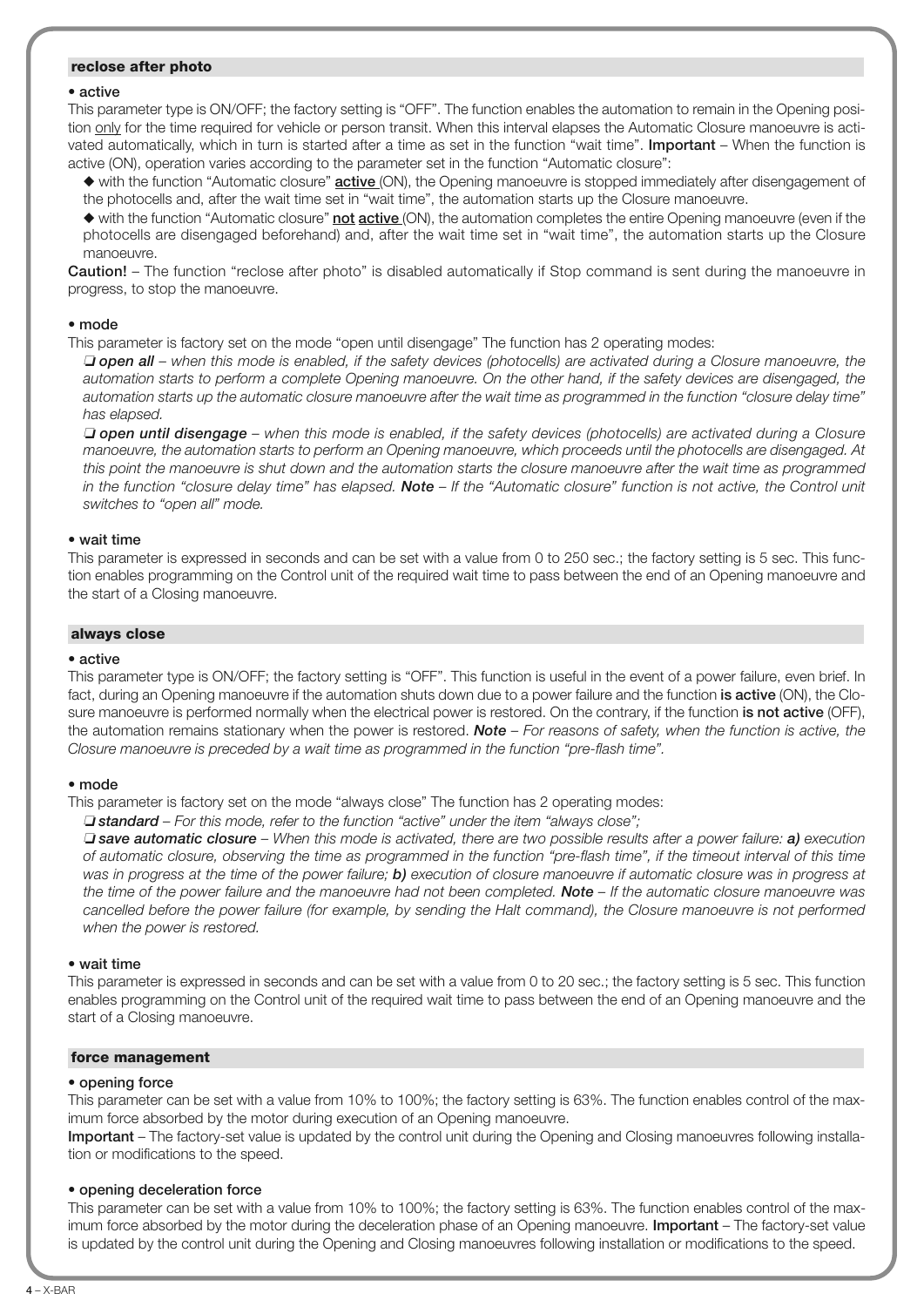### reclose after photo

**• active**

This parameter type is ON/OFF; the factory setting is "OFF". The function enables the automation to remain in the Opening position only for the time required for vehicle or person transit. When this interval elapses the Automatic Closure manoeuvre is activated automatically, which in turn is started after a time as set in the function "wait time". **Important** – When the function is active (ON), operation varies according to the parameter set in the function "Automatic closure":

◆ with the function "Automatic closure" **active** (ON), the Opening manoeuvre is stopped immediately after disengagement of the photocells and, after the wait time set in "wait time", the automation starts up the Closure manoeuvre.

◆ with the function "Automatic closure" **not active** (ON), the automation completes the entire Opening manoeuvre (even if the photocells are disengaged beforehand) and, after the wait time set in "wait time", the automation starts up the Closure manoeuvre.

**Caution!** – The function "reclose after photo" is disabled automatically if Stop command is sent during the manoeuvre in progress, to stop the manoeuvre.

**• mode**

This parameter is factory set on the mode "open until disengage" The function has 2 operating modes:

❑ ***open all*** – *when this mode is enabled, if the safety devices (photocells) are activated during a Closure manoeuvre, the automation starts to perform a complete Opening manoeuvre. On the other hand, if the safety devices are disengaged, the automation starts up the automatic closure manoeuvre after the wait time as programmed in the function "closure delay time" has elapsed.*

❑ ***open until disengage*** – *when this mode is enabled, if the safety devices (photocells) are activated during a Closure manoeuvre, the automation starts to perform an Opening manoeuvre, which proceeds until the photocells are disengaged. At this point the manoeuvre is shut down and the automation starts the closure manoeuvre after the wait time as programmed in the function "closure delay time" has elapsed.* ***Note*** *– If the "Automatic closure" function is not active, the Control unit switches to "open all" mode.*

**• wait time**

This parameter is expressed in seconds and can be set with a value from 0 to 250 sec.; the factory setting is 5 sec. This function enables programming on the Control unit of the required wait time to pass between the end of an Opening manoeuvre and the start of a Closing manoeuvre.

### always close

**• active**

This parameter type is ON/OFF; the factory setting is "OFF". This function is useful in the event of a power failure, even brief. In fact, during an Opening manoeuvre if the automation shuts down due to a power failure and the function **is active** (ON), the Closure manoeuvre is performed normally when the electrical power is restored. On the contrary, if the function **is not active** (OFF), the automation remains stationary when the power is restored. ***Note*** *– For reasons of safety, when the function is active, the Closure manoeuvre is preceded by a wait time as programmed in the function "pre-flash time".*

**• mode**

This parameter is factory set on the mode "always close" The function has 2 operating modes:

❑ ***standard*** – *For this mode, refer to the function "active" under the item "always close";*

❑ ***save automatic closure*** – *When this mode is activated, there are two possible results after a power failure:* ***a)*** *execution of automatic closure, observing the time as programmed in the function "pre-flash time", if the timeout interval of this time was in progress at the time of the power failure;* ***b)*** *execution of closure manoeuvre if automatic closure was in progress at the time of the power failure and the manoeuvre had not been completed.* ***Note*** *– If the automatic closure manoeuvre was cancelled before the power failure (for example, by sending the Halt command), the Closure manoeuvre is not performed when the power is restored.*

**• wait time**

This parameter is expressed in seconds and can be set with a value from 0 to 20 sec.; the factory setting is 5 sec. This function enables programming on the Control unit of the required wait time to pass between the end of an Opening manoeuvre and the start of a Closing manoeuvre.

### force management

**• opening force**

This parameter can be set with a value from 10% to 100%; the factory setting is 63%. The function enables control of the maximum force absorbed by the motor during execution of an Opening manoeuvre.

**Important** – The factory-set value is updated by the control unit during the Opening and Closing manoeuvres following installation or modifications to the speed.

**• opening deceleration force**

This parameter can be set with a value from 10% to 100%; the factory setting is 63%. The function enables control of the maximum force absorbed by the motor during the deceleration phase of an Opening manoeuvre. **Important** – The factory-set value is updated by the control unit during the Opening and Closing manoeuvres following installation or modifications to the speed.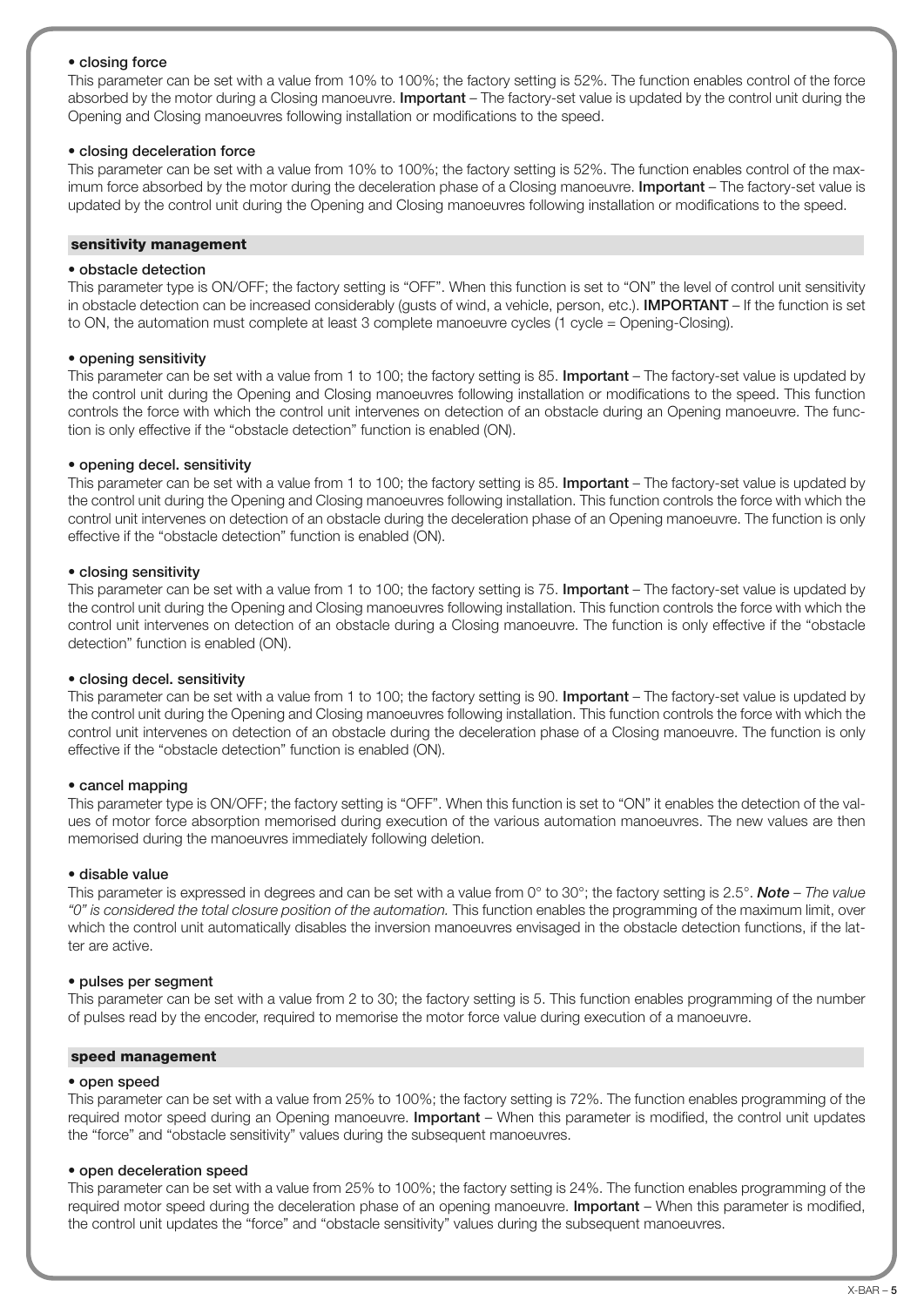**• closing force**

This parameter can be set with a value from 10% to 100%; the factory setting is 52%. The function enables control of the force absorbed by the motor during a Closing manoeuvre. **Important** – The factory-set value is updated by the control unit during the Opening and Closing manoeuvres following installation or modifications to the speed.

**• closing deceleration force**

This parameter can be set with a value from 10% to 100%; the factory setting is 52%. The function enables control of the maximum force absorbed by the motor during the deceleration phase of a Closing manoeuvre. **Important** – The factory-set value is updated by the control unit during the Opening and Closing manoeuvres following installation or modifications to the speed.

## sensitivity management

**• obstacle detection**

This parameter type is ON/OFF; the factory setting is "OFF". When this function is set to "ON" the level of control unit sensitivity in obstacle detection can be increased considerably (gusts of wind, a vehicle, person, etc.). **IMPORTANT** – If the function is set to ON, the automation must complete at least 3 complete manoeuvre cycles (1 cycle = Opening-Closing).

**• opening sensitivity**

This parameter can be set with a value from 1 to 100; the factory setting is 85. **Important** – The factory-set value is updated by the control unit during the Opening and Closing manoeuvres following installation or modifications to the speed. This function controls the force with which the control unit intervenes on detection of an obstacle during an Opening manoeuvre. The function is only effective if the "obstacle detection" function is enabled (ON).

**• opening decel. sensitivity**

This parameter can be set with a value from 1 to 100; the factory setting is 85. **Important** – The factory-set value is updated by the control unit during the Opening and Closing manoeuvres following installation. This function controls the force with which the control unit intervenes on detection of an obstacle during the deceleration phase of an Opening manoeuvre. The function is only effective if the "obstacle detection" function is enabled (ON).

**• closing sensitivity**

This parameter can be set with a value from 1 to 100; the factory setting is 75. **Important** – The factory-set value is updated by the control unit during the Opening and Closing manoeuvres following installation. This function controls the force with which the control unit intervenes on detection of an obstacle during a Closing manoeuvre. The function is only effective if the "obstacle detection" function is enabled (ON).

**• closing decel. sensitivity**

This parameter can be set with a value from 1 to 100; the factory setting is 90. **Important** – The factory-set value is updated by the control unit during the Opening and Closing manoeuvres following installation. This function controls the force with which the control unit intervenes on detection of an obstacle during the deceleration phase of a Closing manoeuvre. The function is only effective if the "obstacle detection" function is enabled (ON).

**• cancel mapping**

This parameter type is ON/OFF; the factory setting is "OFF". When this function is set to "ON" it enables the detection of the values of motor force absorption memorised during execution of the various automation manoeuvres. The new values are then memorised during the manoeuvres immediately following deletion.

**• disable value**

This parameter is expressed in degrees and can be set with a value from 0° to 30°; the factory setting is 2.5°. ***Note*** – *The value "0" is considered the total closure position of the automation.* This function enables the programming of the maximum limit, over which the control unit automatically disables the inversion manoeuvres envisaged in the obstacle detection functions, if the latter are active.

**• pulses per segment**

This parameter can be set with a value from 2 to 30; the factory setting is 5. This function enables programming of the number of pulses read by the encoder, required to memorise the motor force value during execution of a manoeuvre.

## speed management

**• open speed**

This parameter can be set with a value from 25% to 100%; the factory setting is 72%. The function enables programming of the required motor speed during an Opening manoeuvre. **Important** – When this parameter is modified, the control unit updates the "force" and "obstacle sensitivity" values during the subsequent manoeuvres.

**• open deceleration speed**

This parameter can be set with a value from 25% to 100%; the factory setting is 24%. The function enables programming of the required motor speed during the deceleration phase of an opening manoeuvre. **Important** – When this parameter is modified, the control unit updates the "force" and "obstacle sensitivity" values during the subsequent manoeuvres.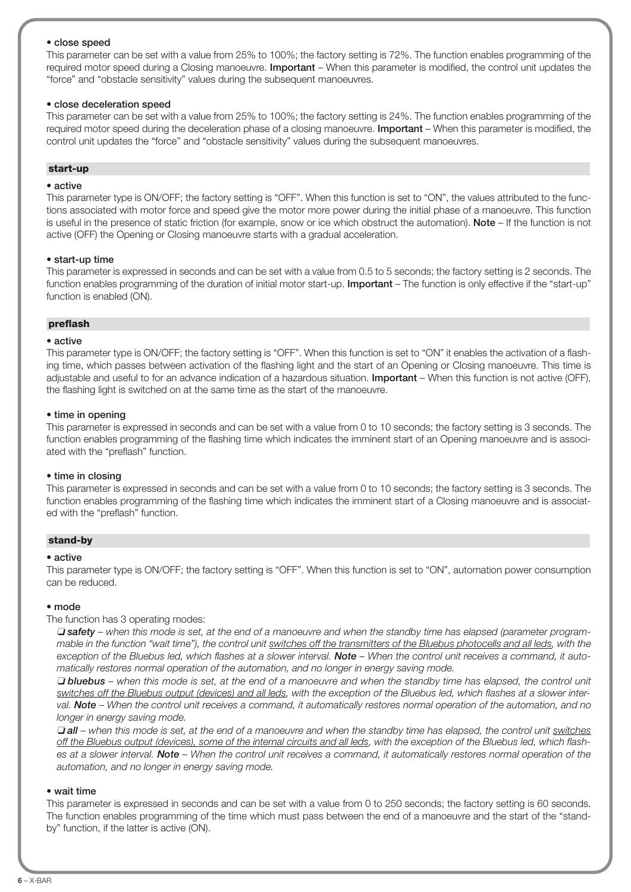**• close speed**

This parameter can be set with a value from 25% to 100%; the factory setting is 72%. The function enables programming of the required motor speed during a Closing manoeuvre. **Important** – When this parameter is modified, the control unit updates the "force" and "obstacle sensitivity" values during the subsequent manoeuvres.

**• close deceleration speed**

This parameter can be set with a value from 25% to 100%; the factory setting is 24%. The function enables programming of the required motor speed during the deceleration phase of a closing manoeuvre. **Important** – When this parameter is modified, the control unit updates the "force" and "obstacle sensitivity" values during the subsequent manoeuvres.

## start-up

**• active**

This parameter type is ON/OFF; the factory setting is "OFF". When this function is set to "ON", the values attributed to the functions associated with motor force and speed give the motor more power during the initial phase of a manoeuvre. This function is useful in the presence of static friction (for example, snow or ice which obstruct the automation). **Note** – If the function is not active (OFF) the Opening or Closing manoeuvre starts with a gradual acceleration.

**• start-up time**

This parameter is expressed in seconds and can be set with a value from 0.5 to 5 seconds; the factory setting is 2 seconds. The function enables programming of the duration of initial motor start-up. **Important** – The function is only effective if the "start-up" function is enabled (ON).

## preflash

**• active**

This parameter type is ON/OFF; the factory setting is "OFF". When this function is set to "ON" it enables the activation of a flashing time, which passes between activation of the flashing light and the start of an Opening or Closing manoeuvre. This time is adjustable and useful to for an advance indication of a hazardous situation. **Important** – When this function is not active (OFF), the flashing light is switched on at the same time as the start of the manoeuvre.

**• time in opening**

This parameter is expressed in seconds and can be set with a value from 0 to 10 seconds; the factory setting is 3 seconds. The function enables programming of the flashing time which indicates the imminent start of an Opening manoeuvre and is associated with the "preflash" function.

**• time in closing**

This parameter is expressed in seconds and can be set with a value from 0 to 10 seconds; the factory setting is 3 seconds. The function enables programming of the flashing time which indicates the imminent start of a Closing manoeuvre and is associated with the "preflash" function.

## stand-by

**• active**

This parameter type is ON/OFF; the factory setting is "OFF". When this function is set to "ON", automation power consumption can be reduced.

**• mode**

The function has 3 operating modes:

❏ ***safety*** – *when this mode is set, at the end of a manoeuvre and when the standby time has elapsed (parameter programmable in the function "wait time"), the control unit switches off the transmitters of the Bluebus photocells and all leds, with the exception of the Bluebus led, which flashes at a slower interval.* ***Note*** *– When the control unit receives a command, it automatically restores normal operation of the automation, and no longer in energy saving mode.*

❏ ***bluebus*** – *when this mode is set, at the end of a manoeuvre and when the standby time has elapsed, the control unit switches off the Bluebus output (devices) and all leds, with the exception of the Bluebus led, which flashes at a slower interval.* ***Note*** *– When the control unit receives a command, it automatically restores normal operation of the automation, and no longer in energy saving mode.*

❏ ***all*** – *when this mode is set, at the end of a manoeuvre and when the standby time has elapsed, the control unit switches off the Bluebus output (devices), some of the internal circuits and all leds, with the exception of the Bluebus led, which flashes at a slower interval.* ***Note*** *– When the control unit receives a command, it automatically restores normal operation of the automation, and no longer in energy saving mode.*

**• wait time**

This parameter is expressed in seconds and can be set with a value from 0 to 250 seconds; the factory setting is 60 seconds. The function enables programming of the time which must pass between the end of a manoeuvre and the start of the "stand-by" function, if the latter is active (ON).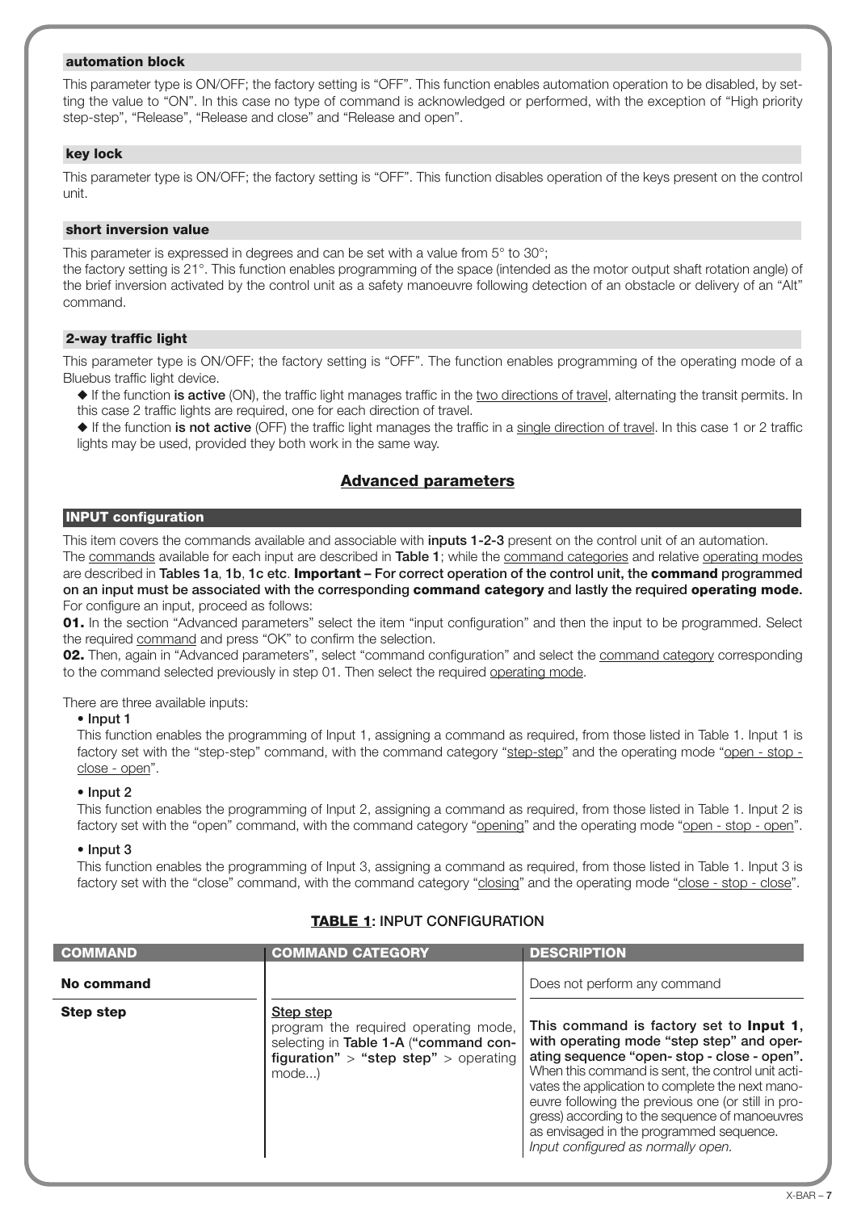### automation block

This parameter type is ON/OFF; the factory setting is "OFF". This function enables automation operation to be disabled, by setting the value to "ON". In this case no type of command is acknowledged or performed, with the exception of "High priority step-step", "Release", "Release and close" and "Release and open".

### key lock

This parameter type is ON/OFF; the factory setting is "OFF". This function disables operation of the keys present on the control unit.

### short inversion value

This parameter is expressed in degrees and can be set with a value from 5° to 30°;
the factory setting is 21°. This function enables programming of the space (intended as the motor output shaft rotation angle) of the brief inversion activated by the control unit as a safety manoeuvre following detection of an obstacle or delivery of an "Alt" command.

### 2-way traffic light

This parameter type is ON/OFF; the factory setting is "OFF". The function enables programming of the operating mode of a Bluebus traffic light device.

◆ If the function **is active** (ON), the traffic light manages traffic in the two directions of travel, alternating the transit permits. In this case 2 traffic lights are required, one for each direction of travel.

◆ If the function **is not active** (OFF) the traffic light manages the traffic in a single direction of travel. In this case 1 or 2 traffic lights may be used, provided they both work in the same way.

## Advanced parameters

### INPUT configuration

This item covers the commands available and associable with **inputs 1-2-3** present on the control unit of an automation.
The commands available for each input are described in **Table 1**; while the command categories and relative operating modes are described in **Tables 1a**, **1b**, **1c etc**. **Important – For correct operation of the control unit, the command programmed on an input must be associated with the corresponding command category and lastly the required operating mode.**
For configure an input, proceed as follows:

**01.** In the section "Advanced parameters" select the item "input configuration" and then the input to be programmed. Select the required command and press "OK" to confirm the selection.

**02.** Then, again in "Advanced parameters", select "command configuration" and select the command category corresponding to the command selected previously in step 01. Then select the required operating mode.

There are three available inputs:

- **Input 1**
  This function enables the programming of Input 1, assigning a command as required, from those listed in Table 1. Input 1 is factory set with the "step-step" command, with the command category "step-step" and the operating mode "open - stop - close - open".

- **Input 2**
  This function enables the programming of Input 2, assigning a command as required, from those listed in Table 1. Input 2 is factory set with the "open" command, with the command category "opening" and the operating mode "open - stop - open".

- **Input 3**
  This function enables the programming of Input 3, assigning a command as required, from those listed in Table 1. Input 3 is factory set with the "close" command, with the command category "closing" and the operating mode "close - stop - close".

**TABLE 1: INPUT CONFIGURATION**

| COMMAND | COMMAND CATEGORY | DESCRIPTION |
|---|---|---|
| **No command** | | Does not perform any command |
| **Step step** | Step step<br>program the required operating mode, selecting in **Table 1-A** (**"command configuration"** > **"step step"** > operating mode...) | **This command is factory set to Input 1, with operating mode "step step" and operating sequence "open- stop - close - open".** When this command is sent, the control unit activates the application to complete the next manoeuvre following the previous one (or still in progress) according to the sequence of manoeuvres as envisaged in the programmed sequence.<br>*Input configured as normally open.* |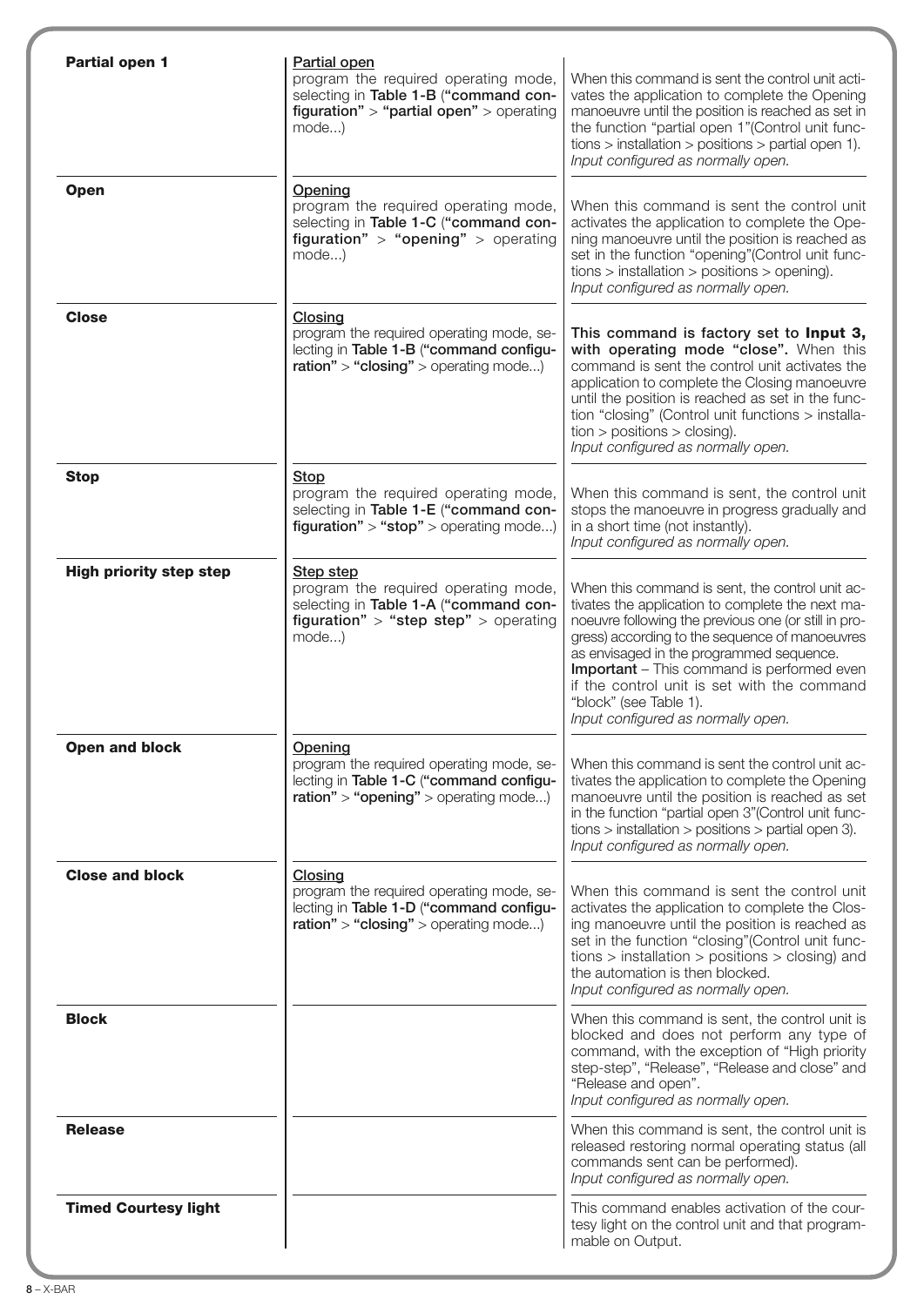| | | |
|---|---|---|
| **Partial open 1** | Partial open<br>program the required operating mode, selecting in **Table 1-B** (**"command configuration"** > **"partial open"** > operating mode...) | When this command is sent the control unit activates the application to complete the Opening manoeuvre until the position is reached as set in the function "partial open 1"(Control unit functions > installation > positions > partial open 1).<br>*Input configured as normally open.* |
| **Open** | Opening<br>program the required operating mode, selecting in **Table 1-C** (**"command configuration"** > **"opening"** > operating mode...) | When this command is sent the control unit activates the application to complete the Opening manoeuvre until the position is reached as set in the function "opening"(Control unit functions > installation > positions > opening).<br>*Input configured as normally open.* |
| **Close** | Closing<br>program the required operating mode, selecting in **Table 1-B** (**"command configuration"** > **"closing"** > operating mode...) | **This command is factory set to Input 3, with operating mode "close".** When this command is sent the control unit activates the application to complete the Closing manoeuvre until the position is reached as set in the function "closing" (Control unit functions > installation > positions > closing).<br>*Input configured as normally open.* |
| **Stop** | Stop<br>program the required operating mode, selecting in **Table 1-E** (**"command configuration"** > **"stop"** > operating mode...) | When this command is sent, the control unit stops the manoeuvre in progress gradually and in a short time (not instantly).<br>*Input configured as normally open.* |
| **High priority step step** | Step step<br>program the required operating mode, selecting in **Table 1-A** (**"command configuration"** > **"step step"** > operating mode...) | When this command is sent, the control unit activates the application to complete the next manoeuvre following the previous one (or still in progress) according to the sequence of manoeuvres as envisaged in the programmed sequence.<br>**Important** – This command is performed even if the control unit is set with the command "block" (see Table 1).<br>*Input configured as normally open.* |
| **Open and block** | Opening<br>program the required operating mode, selecting in **Table 1-C** (**"command configuration"** > **"opening"** > operating mode...) | When this command is sent the control unit activates the application to complete the Opening manoeuvre until the position is reached as set in the function "partial open 3"(Control unit functions > installation > positions > partial open 3).<br>*Input configured as normally open.* |
| **Close and block** | Closing<br>program the required operating mode, selecting in **Table 1-D** (**"command configuration"** > **"closing"** > operating mode...) | When this command is sent the control unit activates the application to complete the Closing manoeuvre until the position is reached as set in the function "closing"(Control unit functions > installation > positions > closing) and the automation is then blocked.<br>*Input configured as normally open.* |
| **Block** | | When this command is sent, the control unit is blocked and does not perform any type of command, with the exception of "High priority step-step", "Release", "Release and close" and "Release and open".<br>*Input configured as normally open.* |
| **Release** | | When this command is sent, the control unit is released restoring normal operating status (all commands sent can be performed).<br>*Input configured as normally open.* |
| **Timed Courtesy light** | | This command enables activation of the courtesy light on the control unit and that programmable on Output. |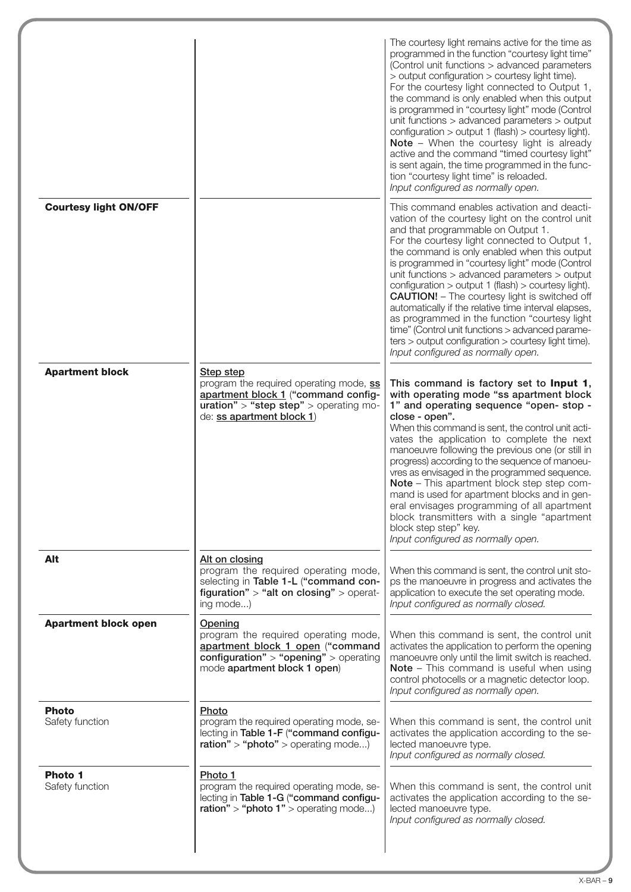| | | |
|---|---|---|
| | | The courtesy light remains active for the time as programmed in the function "courtesy light time" (Control unit functions > advanced parameters > output configuration > courtesy light time). For the courtesy light connected to Output 1, the command is only enabled when this output is programmed in "courtesy light" mode (Control unit functions > advanced parameters > output configuration > output 1 (flash) > courtesy light). **Note** – When the courtesy light is already active and the command "timed courtesy light" is sent again, the time programmed in the function "courtesy light time" is reloaded. *Input configured as normally open.* |
| **Courtesy light ON/OFF** | | This command enables activation and deactivation of the courtesy light on the control unit and that programmable on Output 1. For the courtesy light connected to Output 1, the command is only enabled when this output is programmed in "courtesy light" mode (Control unit functions > advanced parameters > output configuration > output 1 (flash) > courtesy light). **CAUTION!** – The courtesy light is switched off automatically if the relative time interval elapses, as programmed in the function "courtesy light time" (Control unit functions > advanced parameters > output configuration > courtesy light time). *Input configured as normally open.* |
| **Apartment block** | Step step<br>program the required operating mode, **ss apartment block 1** (**"command configuration"** > **"step step"** > operating mode: **ss apartment block 1**) | **This command is factory set to Input 1, with operating mode "ss apartment block 1" and operating sequence "open- stop - close - open".** When this command is sent, the control unit activates the application to complete the next manoeuvre following the previous one (or still in progress) according to the sequence of manoeuvres as envisaged in the programmed sequence. **Note** – This apartment block step step command is used for apartment blocks and in general envisages programming of all apartment block transmitters with a single "apartment block step step" key. *Input configured as normally open.* |
| **Alt** | Alt on closing<br>program the required operating mode, selecting in **Table 1-L** (**"command configuration"** > **"alt on closing"** > operating mode...) | When this command is sent, the control unit stops the manoeuvre in progress and activates the application to execute the set operating mode. *Input configured as normally closed.* |
| **Apartment block open** | Opening<br>program the required operating mode, **apartment block 1 open** (**"command configuration"** > **"opening"** > operating mode **apartment block 1 open**) | When this command is sent, the control unit activates the application to perform the opening manoeuvre only until the limit switch is reached. **Note** – This command is useful when using control photocells or a magnetic detector loop. *Input configured as normally open.* |
| **Photo**<br>Safety function | Photo<br>program the required operating mode, selecting in **Table 1-F** (**"command configuration"** > **"photo"** > operating mode...) | When this command is sent, the control unit activates the application according to the selected manoeuvre type. *Input configured as normally closed.* |
| **Photo 1**<br>Safety function | Photo 1<br>program the required operating mode, selecting in **Table 1-G** (**"command configuration"** > **"photo 1"** > operating mode...) | When this command is sent, the control unit activates the application according to the selected manoeuvre type. *Input configured as normally closed.* |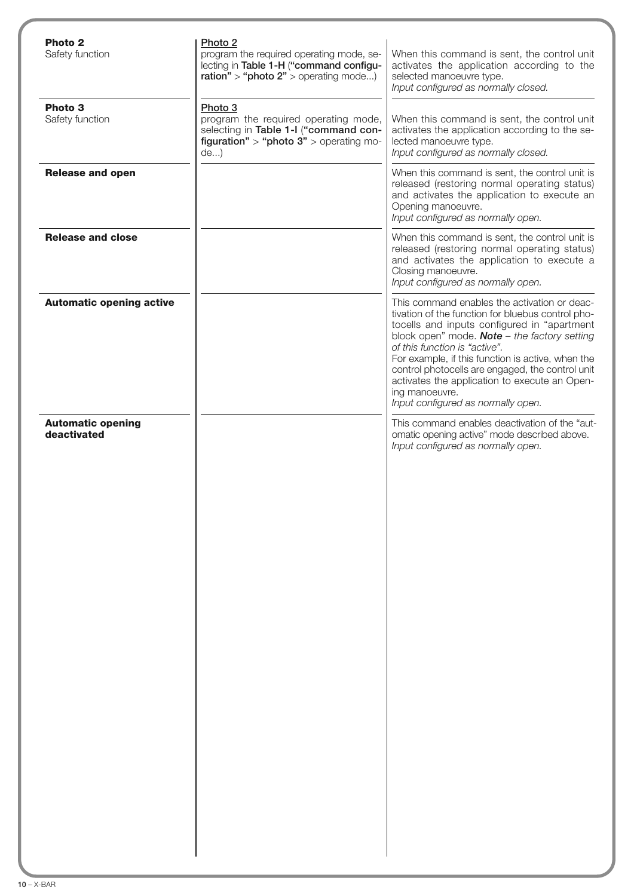| | | |
|---|---|---|
| **Photo 2**<br>Safety function | <u>Photo 2</u><br>program the required operating mode, selecting in **Table 1-H** (**"command configuration"** > **"photo 2"** > operating mode...) | When this command is sent, the control unit activates the application according to the selected manoeuvre type.<br>*Input configured as normally closed.* |
| **Photo 3**<br>Safety function | <u>Photo 3</u><br>program the required operating mode, selecting in **Table 1-I** (**"command configuration"** > **"photo 3"** > operating mode...) | When this command is sent, the control unit activates the application according to the selected manoeuvre type.<br>*Input configured as normally closed.* |
| **Release and open** | | When this command is sent, the control unit is released (restoring normal operating status) and activates the application to execute an Opening manoeuvre.<br>*Input configured as normally open.* |
| **Release and close** | | When this command is sent, the control unit is released (restoring normal operating status) and activates the application to execute a Closing manoeuvre.<br>*Input configured as normally open.* |
| **Automatic opening active** | | This command enables the activation or deactivation of the function for bluebus control photocells and inputs configured in "apartment block open" mode. ***Note*** *– the factory setting of this function is "active".*<br>For example, if this function is active, when the control photocells are engaged, the control unit activates the application to execute an Opening manoeuvre.<br>*Input configured as normally open.* |
| **Automatic opening deactivated** | | This command enables deactivation of the "automatic opening active" mode described above.<br>*Input configured as normally open.* |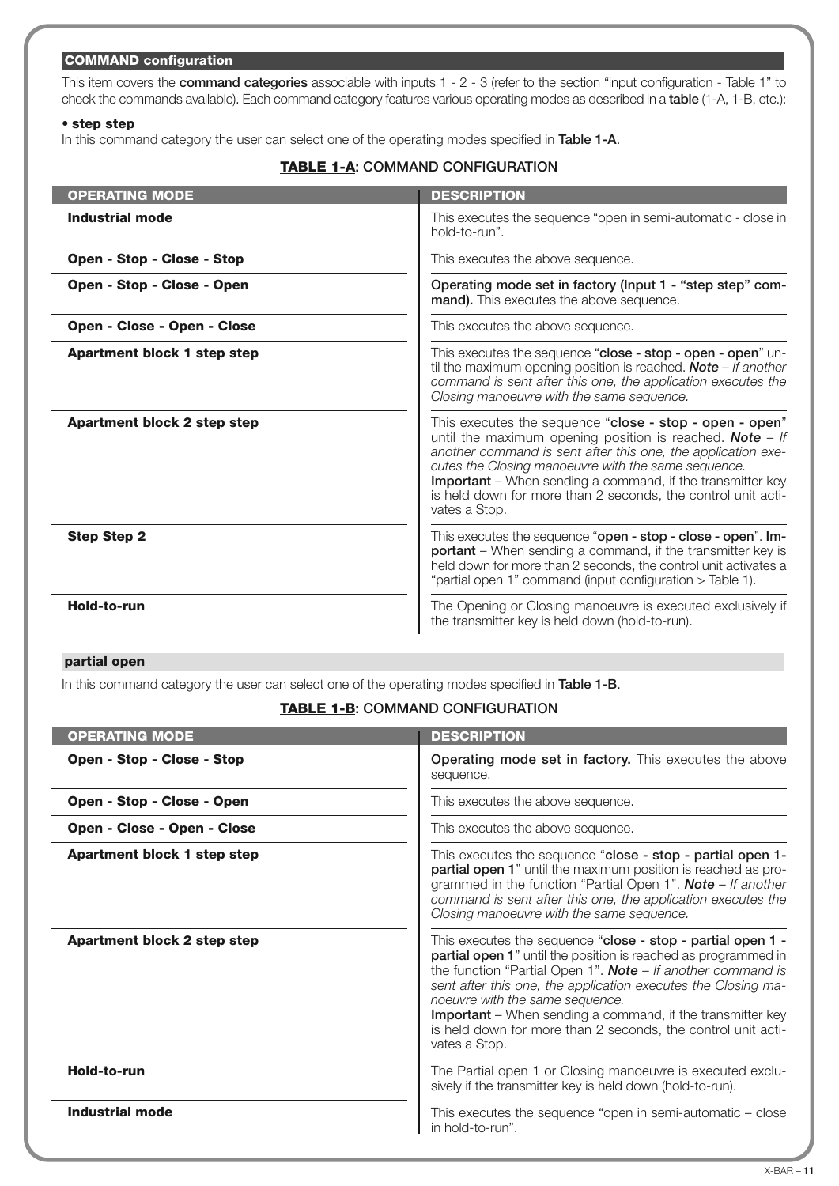### COMMAND configuration

This item covers the **command categories** associable with inputs 1 - 2 - 3 (refer to the section "input configuration - Table 1" to check the commands available). Each command category features various operating modes as described in a **table** (1-A, 1-B, etc.):

**• step step**

In this command category the user can select one of the operating modes specified in **Table 1-A**.

**TABLE 1-A: COMMAND CONFIGURATION**

| OPERATING MODE | DESCRIPTION |
|---|---|
| **Industrial mode** | This executes the sequence "open in semi-automatic - close in hold-to-run". |
| **Open - Stop - Close - Stop** | This executes the above sequence. |
| **Open - Stop - Close - Open** | **Operating mode set in factory (Input 1 - "step step" command).** This executes the above sequence. |
| **Open - Close - Open - Close** | This executes the above sequence. |
| **Apartment block 1 step step** | This executes the sequence "**close - stop - open - open**" until the maximum opening position is reached. ***Note*** – *If another command is sent after this one, the application executes the Closing manoeuvre with the same sequence.* |
| **Apartment block 2 step step** | This executes the sequence "**close - stop - open - open**" until the maximum opening position is reached. ***Note*** – *If another command is sent after this one, the application executes the Closing manoeuvre with the same sequence.* **Important** – When sending a command, if the transmitter key is held down for more than 2 seconds, the control unit activates a Stop. |
| **Step Step 2** | This executes the sequence "**open - stop - close - open**". **Important** – When sending a command, if the transmitter key is held down for more than 2 seconds, the control unit activates a "partial open 1" command (input configuration > Table 1). |
| **Hold-to-run** | The Opening or Closing manoeuvre is executed exclusively if the transmitter key is held down (hold-to-run). |

**partial open**

In this command category the user can select one of the operating modes specified in **Table 1-B**.

**TABLE 1-B: COMMAND CONFIGURATION**

| OPERATING MODE | DESCRIPTION |
|---|---|
| **Open - Stop - Close - Stop** | **Operating mode set in factory.** This executes the above sequence. |
| **Open - Stop - Close - Open** | This executes the above sequence. |
| **Open - Close - Open - Close** | This executes the above sequence. |
| **Apartment block 1 step step** | This executes the sequence "**close - stop - partial open 1- partial open 1**" until the maximum position is reached as programmed in the function "Partial Open 1". ***Note*** – *If another command is sent after this one, the application executes the Closing manoeuvre with the same sequence.* |
| **Apartment block 2 step step** | This executes the sequence "**close - stop - partial open 1 - partial open 1**" until the position is reached as programmed in the function "Partial Open 1". ***Note*** – *If another command is sent after this one, the application executes the Closing manoeuvre with the same sequence.* **Important** – When sending a command, if the transmitter key is held down for more than 2 seconds, the control unit activates a Stop. |
| **Hold-to-run** | The Partial open 1 or Closing manoeuvre is executed exclusively if the transmitter key is held down (hold-to-run). |
| **Industrial mode** | This executes the sequence "open in semi-automatic – close in hold-to-run". |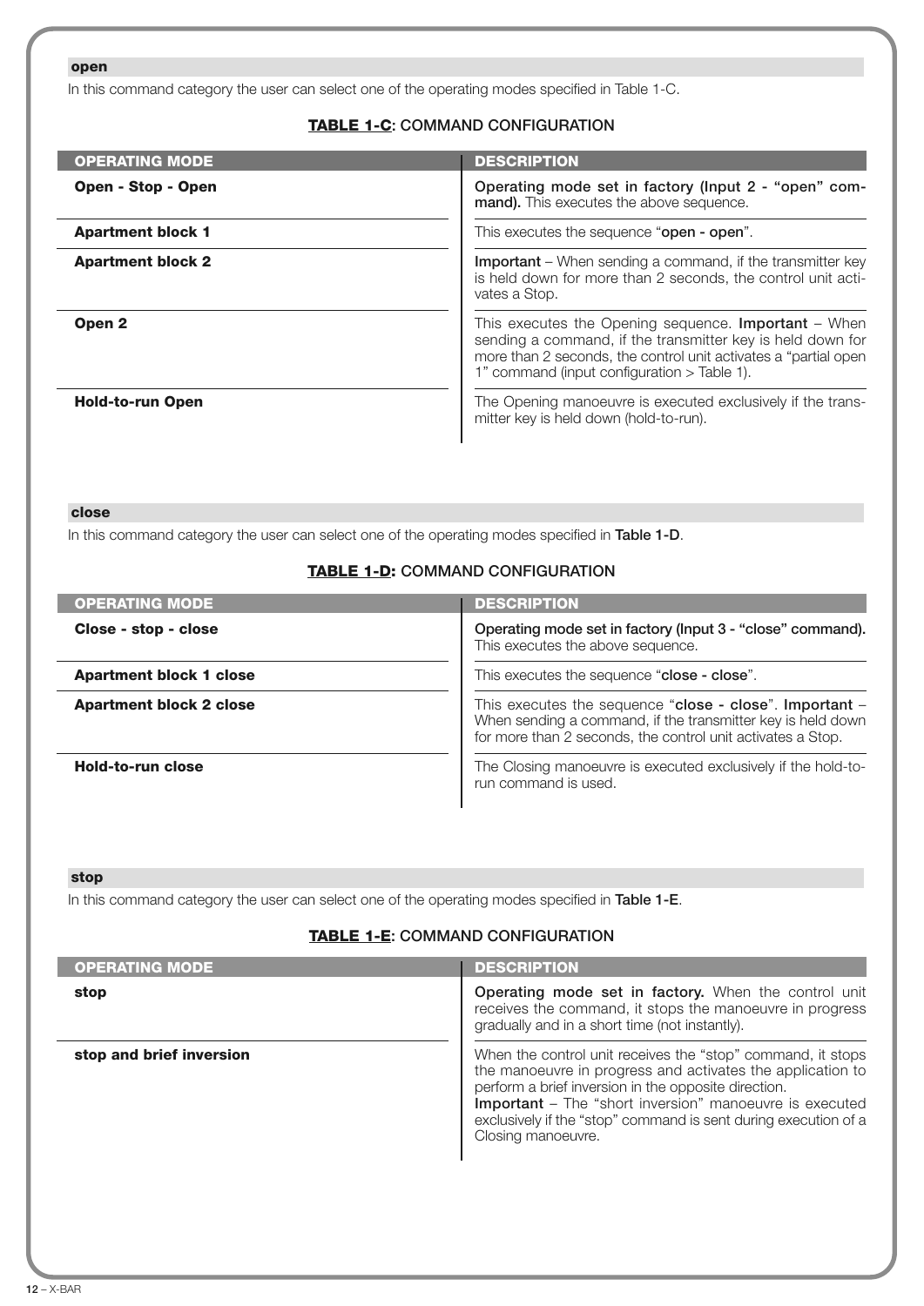### open

In this command category the user can select one of the operating modes specified in Table 1-C.

**TABLE 1-C**: COMMAND CONFIGURATION

| OPERATING MODE | DESCRIPTION |
|---|---|
| **Open - Stop - Open** | **Operating mode set in factory (Input 2 - “open” command).** This executes the above sequence. |
| **Apartment block 1** | This executes the sequence “**open - open**”. |
| **Apartment block 2** | **Important** – When sending a command, if the transmitter key is held down for more than 2 seconds, the control unit activates a Stop. |
| **Open 2** | This executes the Opening sequence. **Important** – When sending a command, if the transmitter key is held down for more than 2 seconds, the control unit activates a “partial open 1” command (input configuration > Table 1). |
| **Hold-to-run Open** | The Opening manoeuvre is executed exclusively if the transmitter key is held down (hold-to-run). |

### close

In this command category the user can select one of the operating modes specified in **Table 1-D**.

**TABLE 1-D**: COMMAND CONFIGURATION

| OPERATING MODE | DESCRIPTION |
|---|---|
| **Close - stop - close** | **Operating mode set in factory (Input 3 - “close” command).** This executes the above sequence. |
| **Apartment block 1 close** | This executes the sequence “**close - close**”. |
| **Apartment block 2 close** | This executes the sequence “**close - close**”. **Important** – When sending a command, if the transmitter key is held down for more than 2 seconds, the control unit activates a Stop. |
| **Hold-to-run close** | The Closing manoeuvre is executed exclusively if the hold-to-run command is used. |

### stop

In this command category the user can select one of the operating modes specified in **Table 1-E**.

**TABLE 1-E**: COMMAND CONFIGURATION

| OPERATING MODE | DESCRIPTION |
|---|---|
| **stop** | **Operating mode set in factory.** When the control unit receives the command, it stops the manoeuvre in progress gradually and in a short time (not instantly). |
| **stop and brief inversion** | When the control unit receives the “stop” command, it stops the manoeuvre in progress and activates the application to perform a brief inversion in the opposite direction. **Important** – The “short inversion” manoeuvre is executed exclusively if the “stop” command is sent during execution of a Closing manoeuvre. |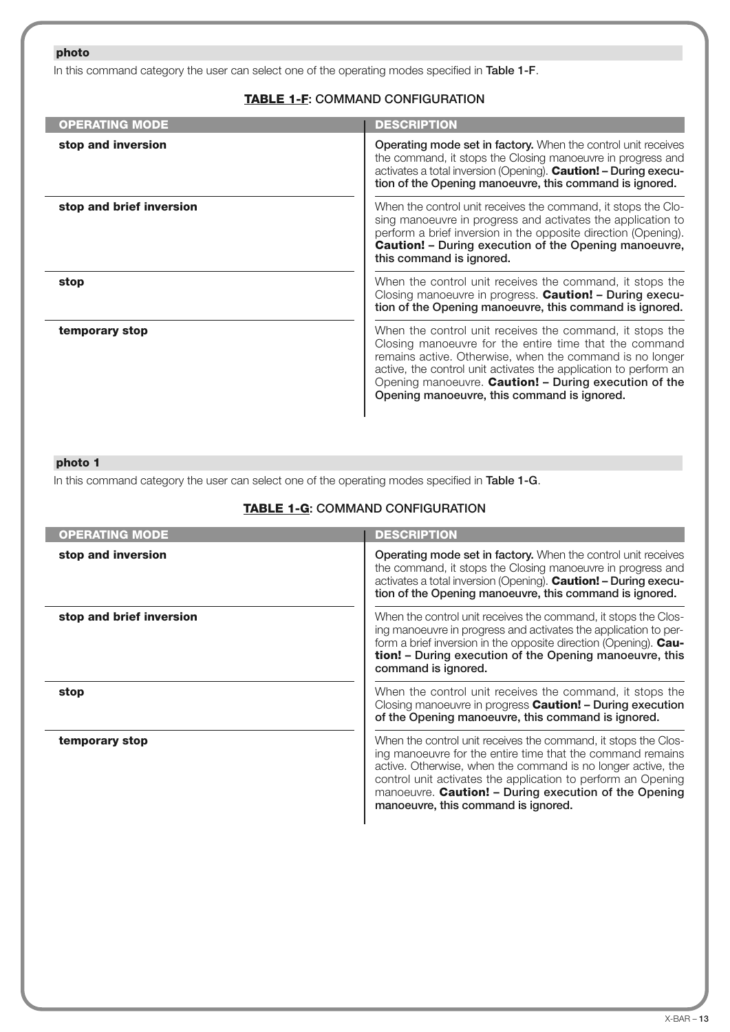### photo

In this command category the user can select one of the operating modes specified in **Table 1-F**.

**TABLE 1-F: COMMAND CONFIGURATION**

| OPERATING MODE | DESCRIPTION |
| --- | --- |
| **stop and inversion** | **Operating mode set in factory.** When the control unit receives the command, it stops the Closing manoeuvre in progress and activates a total inversion (Opening). **Caution! – During execution of the Opening manoeuvre, this command is ignored.** |
| **stop and brief inversion** | When the control unit receives the command, it stops the Closing manoeuvre in progress and activates the application to perform a brief inversion in the opposite direction (Opening). **Caution! – During execution of the Opening manoeuvre, this command is ignored.** |
| **stop** | When the control unit receives the command, it stops the Closing manoeuvre in progress. **Caution! – During execution of the Opening manoeuvre, this command is ignored.** |
| **temporary stop** | When the control unit receives the command, it stops the Closing manoeuvre for the entire time that the command remains active. Otherwise, when the command is no longer active, the control unit activates the application to perform an Opening manoeuvre. **Caution! – During execution of the Opening manoeuvre, this command is ignored.** |

### photo 1

In this command category the user can select one of the operating modes specified in **Table 1-G**.

**TABLE 1-G: COMMAND CONFIGURATION**

| OPERATING MODE | DESCRIPTION |
| --- | --- |
| **stop and inversion** | **Operating mode set in factory.** When the control unit receives the command, it stops the Closing manoeuvre in progress and activates a total inversion (Opening). **Caution! – During execution of the Opening manoeuvre, this command is ignored.** |
| **stop and brief inversion** | When the control unit receives the command, it stops the Closing manoeuvre in progress and activates the application to perform a brief inversion in the opposite direction (Opening). **Caution! – During execution of the Opening manoeuvre, this command is ignored.** |
| **stop** | When the control unit receives the command, it stops the Closing manoeuvre in progress **Caution! – During execution of the Opening manoeuvre, this command is ignored.** |
| **temporary stop** | When the control unit receives the command, it stops the Closing manoeuvre for the entire time that the command remains active. Otherwise, when the command is no longer active, the control unit activates the application to perform an Opening manoeuvre. **Caution! – During execution of the Opening manoeuvre, this command is ignored.** |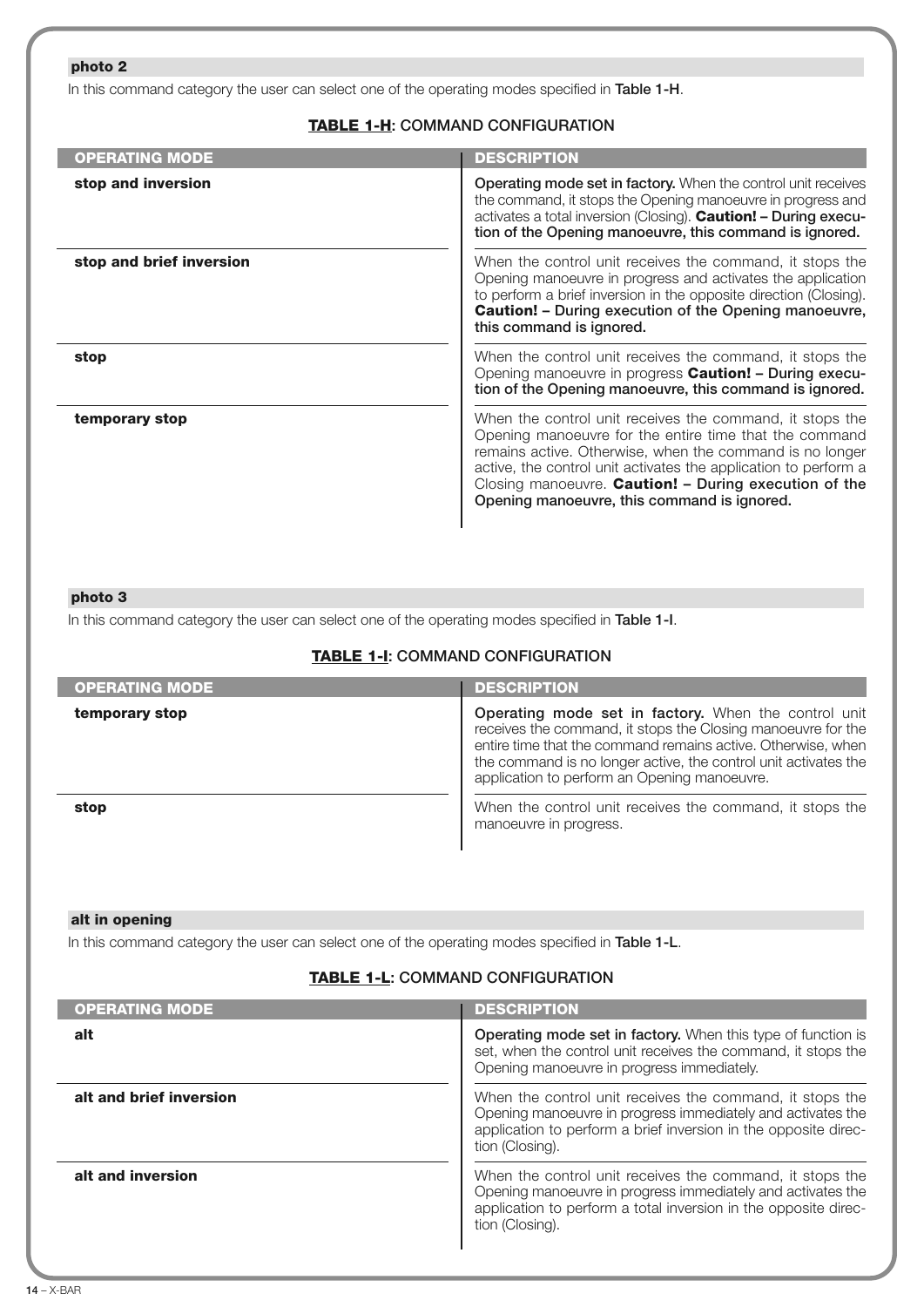### photo 2

In this command category the user can select one of the operating modes specified in **Table 1-H**.

**TABLE 1-H: COMMAND CONFIGURATION**

| OPERATING MODE | DESCRIPTION |
|---|---|
| **stop and inversion** | **Operating mode set in factory.** When the control unit receives the command, it stops the Opening manoeuvre in progress and activates a total inversion (Closing). **Caution! – During execution of the Opening manoeuvre, this command is ignored.** |
| **stop and brief inversion** | When the control unit receives the command, it stops the Opening manoeuvre in progress and activates the application to perform a brief inversion in the opposite direction (Closing). **Caution! – During execution of the Opening manoeuvre, this command is ignored.** |
| **stop** | When the control unit receives the command, it stops the Opening manoeuvre in progress **Caution! – During execution of the Opening manoeuvre, this command is ignored.** |
| **temporary stop** | When the control unit receives the command, it stops the Opening manoeuvre for the entire time that the command remains active. Otherwise, when the command is no longer active, the control unit activates the application to perform a Closing manoeuvre. **Caution! – During execution of the Opening manoeuvre, this command is ignored.** |

### photo 3

In this command category the user can select one of the operating modes specified in **Table 1-I**.

**TABLE 1-I: COMMAND CONFIGURATION**

| OPERATING MODE | DESCRIPTION |
|---|---|
| **temporary stop** | **Operating mode set in factory.** When the control unit receives the command, it stops the Closing manoeuvre for the entire time that the command remains active. Otherwise, when the command is no longer active, the control unit activates the application to perform an Opening manoeuvre. |
| **stop** | When the control unit receives the command, it stops the manoeuvre in progress. |

### alt in opening

In this command category the user can select one of the operating modes specified in **Table 1-L**.

**TABLE 1-L: COMMAND CONFIGURATION**

| OPERATING MODE | DESCRIPTION |
|---|---|
| **alt** | **Operating mode set in factory.** When this type of function is set, when the control unit receives the command, it stops the Opening manoeuvre in progress immediately. |
| **alt and brief inversion** | When the control unit receives the command, it stops the Opening manoeuvre in progress immediately and activates the application to perform a brief inversion in the opposite direction (Closing). |
| **alt and inversion** | When the control unit receives the command, it stops the Opening manoeuvre in progress immediately and activates the application to perform a total inversion in the opposite direction (Closing). |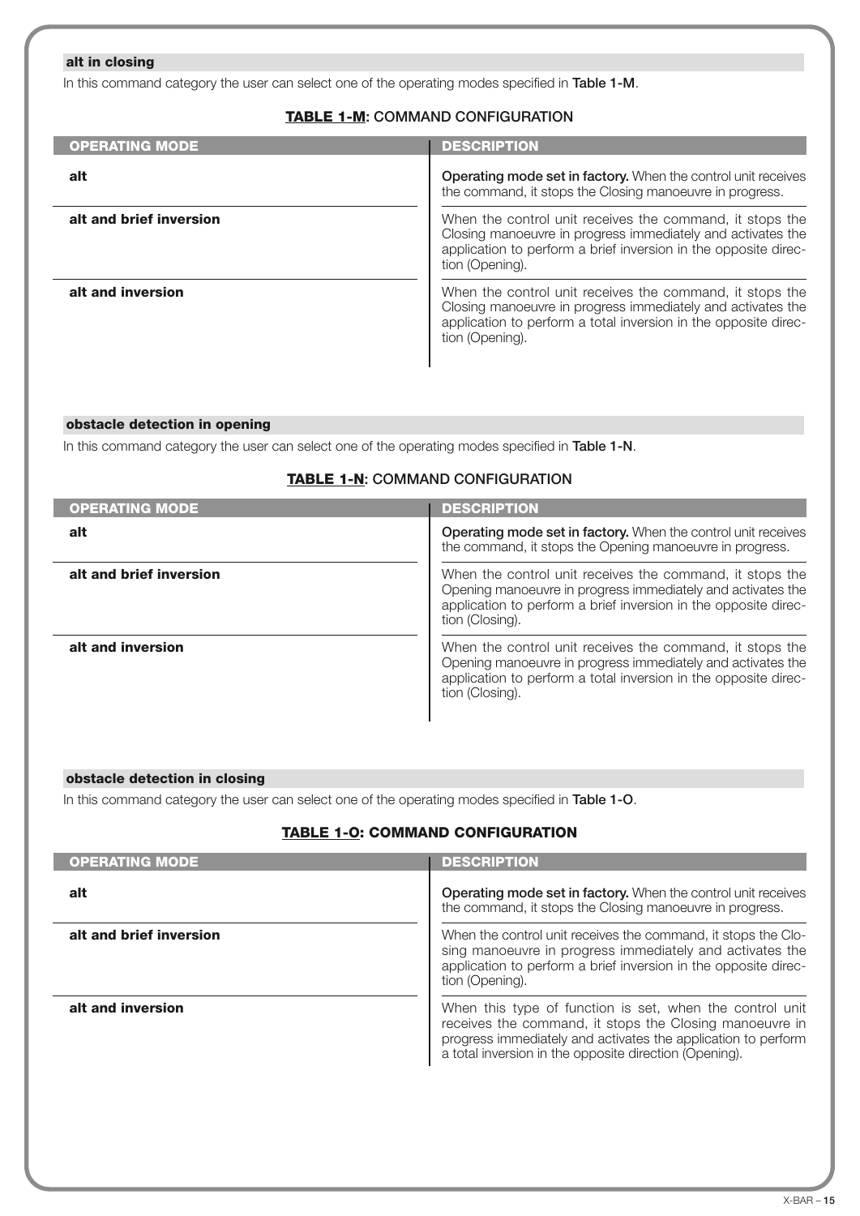### alt in closing

In this command category the user can select one of the operating modes specified in **Table 1-M**.

**TABLE 1-M: COMMAND CONFIGURATION**

| OPERATING MODE | DESCRIPTION |
|---|---|
| **alt** | **Operating mode set in factory.** When the control unit receives the command, it stops the Closing manoeuvre in progress. |
| **alt and brief inversion** | When the control unit receives the command, it stops the Closing manoeuvre in progress immediately and activates the application to perform a brief inversion in the opposite direction (Opening). |
| **alt and inversion** | When the control unit receives the command, it stops the Closing manoeuvre in progress immediately and activates the application to perform a total inversion in the opposite direction (Opening). |

### obstacle detection in opening

In this command category the user can select one of the operating modes specified in **Table 1-N**.

**TABLE 1-N: COMMAND CONFIGURATION**

| OPERATING MODE | DESCRIPTION |
|---|---|
| **alt** | **Operating mode set in factory.** When the control unit receives the command, it stops the Opening manoeuvre in progress. |
| **alt and brief inversion** | When the control unit receives the command, it stops the Opening manoeuvre in progress immediately and activates the application to perform a brief inversion in the opposite direction (Closing). |
| **alt and inversion** | When the control unit receives the command, it stops the Opening manoeuvre in progress immediately and activates the application to perform a total inversion in the opposite direction (Closing). |

### obstacle detection in closing

In this command category the user can select one of the operating modes specified in **Table 1-O**.

**TABLE 1-O: COMMAND CONFIGURATION**

| OPERATING MODE | DESCRIPTION |
|---|---|
| **alt** | **Operating mode set in factory.** When the control unit receives the command, it stops the Closing manoeuvre in progress. |
| **alt and brief inversion** | When the control unit receives the command, it stops the Closing manoeuvre in progress immediately and activates the application to perform a brief inversion in the opposite direction (Opening). |
| **alt and inversion** | When this type of function is set, when the control unit receives the command, it stops the Closing manoeuvre in progress immediately and activates the application to perform a total inversion in the opposite direction (Opening). |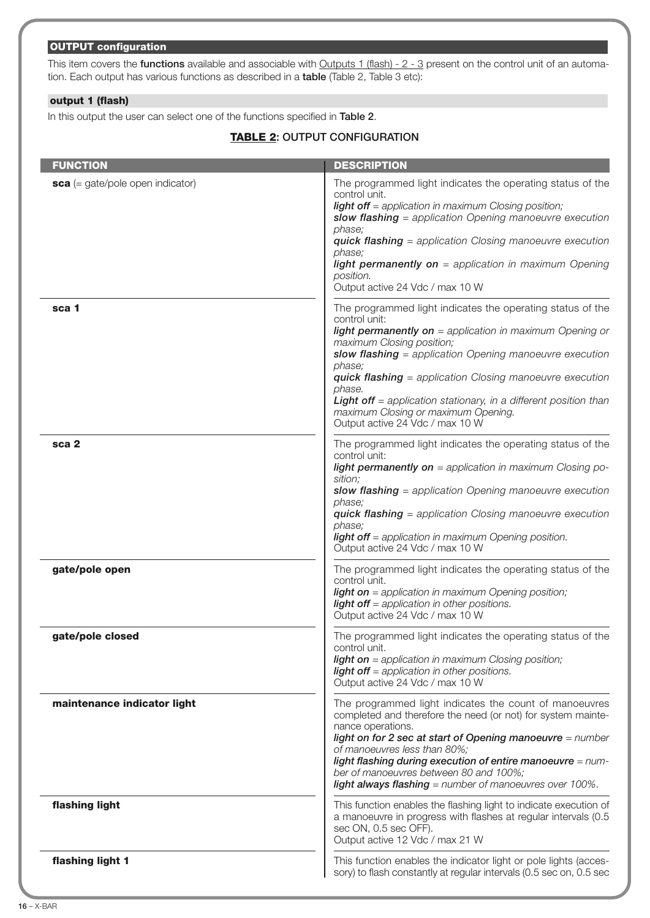## OUTPUT configuration

This item covers the **functions** available and associable with Outputs 1 (flash) - 2 - 3 present on the control unit of an automation. Each output has various functions as described in a **table** (Table 2, Table 3 etc):

### output 1 (flash)

In this output the user can select one of the functions specified in **Table 2**.

**TABLE 2: OUTPUT CONFIGURATION**

| FUNCTION | DESCRIPTION |
|---|---|
| **sca** (= gate/pole open indicator) | The programmed light indicates the operating status of the control unit.<br>***light off*** *= application in maximum Closing position;*<br>***slow flashing*** *= application Opening manoeuvre execution phase;*<br>***quick flashing*** *= application Closing manoeuvre execution phase;*<br>***light permanently on*** *= application in maximum Opening position.*<br>Output active 24 Vdc / max 10 W |
| **sca 1** | The programmed light indicates the operating status of the control unit:<br>***light permanently on*** *= application in maximum Opening or maximum Closing position;*<br>***slow flashing*** *= application Opening manoeuvre execution phase;*<br>***quick flashing*** *= application Closing manoeuvre execution phase.*<br>***Light off*** *= application stationary, in a different position than maximum Closing or maximum Opening.*<br>Output active 24 Vdc / max 10 W |
| **sca 2** | The programmed light indicates the operating status of the control unit:<br>***light permanently on*** *= application in maximum Closing position;*<br>***slow flashing*** *= application Opening manoeuvre execution phase;*<br>***quick flashing*** *= application Closing manoeuvre execution phase;*<br>***light off*** *= application in maximum Opening position.*<br>Output active 24 Vdc / max 10 W |
| **gate/pole open** | The programmed light indicates the operating status of the control unit.<br>***light on*** *= application in maximum Opening position;*<br>***light off*** *= application in other positions.*<br>Output active 24 Vdc / max 10 W |
| **gate/pole closed** | The programmed light indicates the operating status of the control unit.<br>***light on*** *= application in maximum Closing position;*<br>***light off*** *= application in other positions.*<br>Output active 24 Vdc / max 10 W |
| **maintenance indicator light** | The programmed light indicates the count of manoeuvres completed and therefore the need (or not) for system maintenance operations.<br>***light on for 2 sec at start of Opening manoeuvre*** *= number of manoeuvres less than 80%;*<br>***light flashing during execution of entire manoeuvre*** *= number of manoeuvres between 80 and 100%;*<br>***light always flashing*** *= number of manoeuvres over 100%.* |
| **flashing light** | This function enables the flashing light to indicate execution of a manoeuvre in progress with flashes at regular intervals (0.5 sec ON, 0.5 sec OFF).<br>Output active 12 Vdc / max 21 W |
| **flashing light 1** | This function enables the indicator light or pole lights (accessory) to flash constantly at regular intervals (0.5 sec on, 0.5 sec |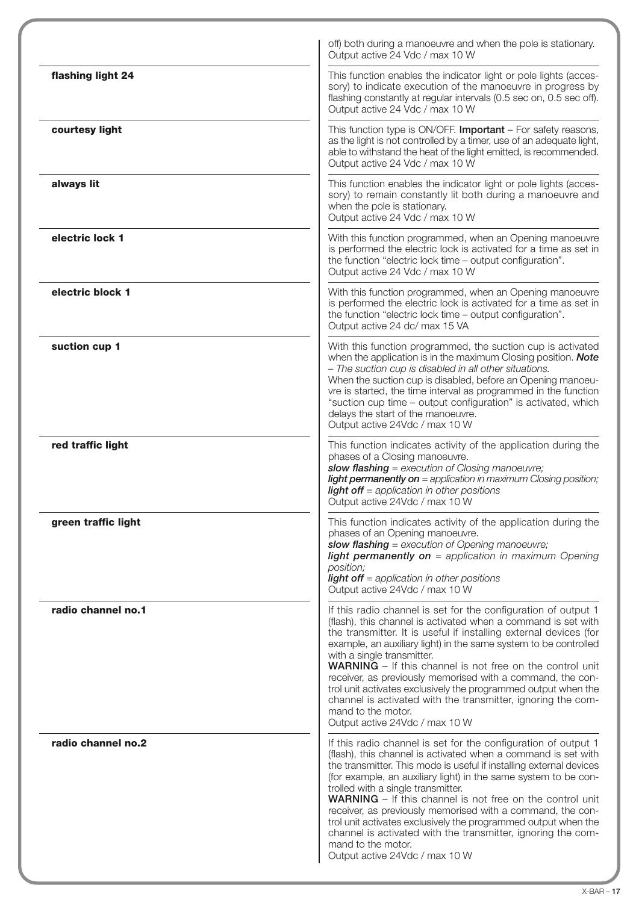| | |
|---|---|
| | off) both during a manoeuvre and when the pole is stationary. Output active 24 Vdc / max 10 W |
| **flashing light 24** | This function enables the indicator light or pole lights (accessory) to indicate execution of the manoeuvre in progress by flashing constantly at regular intervals (0.5 sec on, 0.5 sec off). Output active 24 Vdc / max 10 W |
| **courtesy light** | This function type is ON/OFF. **Important** – For safety reasons, as the light is not controlled by a timer, use of an adequate light, able to withstand the heat of the light emitted, is recommended. Output active 24 Vdc / max 10 W |
| **always lit** | This function enables the indicator light or pole lights (accessory) to remain constantly lit both during a manoeuvre and when the pole is stationary. Output active 24 Vdc / max 10 W |
| **electric lock 1** | With this function programmed, when an Opening manoeuvre is performed the electric lock is activated for a time as set in the function "electric lock time – output configuration". Output active 24 Vdc / max 10 W |
| **electric block 1** | With this function programmed, when an Opening manoeuvre is performed the electric lock is activated for a time as set in the function "electric lock time – output configuration". Output active 24 dc/ max 15 VA |
| **suction cup 1** | With this function programmed, the suction cup is activated when the application is in the maximum Closing position. ***Note*** *– The suction cup is disabled in all other situations.* When the suction cup is disabled, before an Opening manoeuvre is started, the time interval as programmed in the function "suction cup time – output configuration" is activated, which delays the start of the manoeuvre. Output active 24Vdc / max 10 W |
| **red traffic light** | This function indicates activity of the application during the phases of a Closing manoeuvre. ***slow flashing*** *= execution of Closing manoeuvre;* ***light permanently on*** *= application in maximum Closing position;* ***light off*** *= application in other positions* Output active 24Vdc / max 10 W |
| **green traffic light** | This function indicates activity of the application during the phases of an Opening manoeuvre. ***slow flashing*** *= execution of Opening manoeuvre;* ***light permanently on*** *= application in maximum Opening position;* ***light off*** *= application in other positions* Output active 24Vdc / max 10 W |
| **radio channel no.1** | If this radio channel is set for the configuration of output 1 (flash), this channel is activated when a command is set with the transmitter. It is useful if installing external devices (for example, an auxiliary light) in the same system to be controlled with a single transmitter. **WARNING** – If this channel is not free on the control unit receiver, as previously memorised with a command, the control unit activates exclusively the programmed output when the channel is activated with the transmitter, ignoring the command to the motor. Output active 24Vdc / max 10 W |
| **radio channel no.2** | If this radio channel is set for the configuration of output 1 (flash), this channel is activated when a command is set with the transmitter. This mode is useful if installing external devices (for example, an auxiliary light) in the same system to be controlled with a single transmitter. **WARNING** – If this channel is not free on the control unit receiver, as previously memorised with a command, the control unit activates exclusively the programmed output when the channel is activated with the transmitter, ignoring the command to the motor. Output active 24Vdc / max 10 W |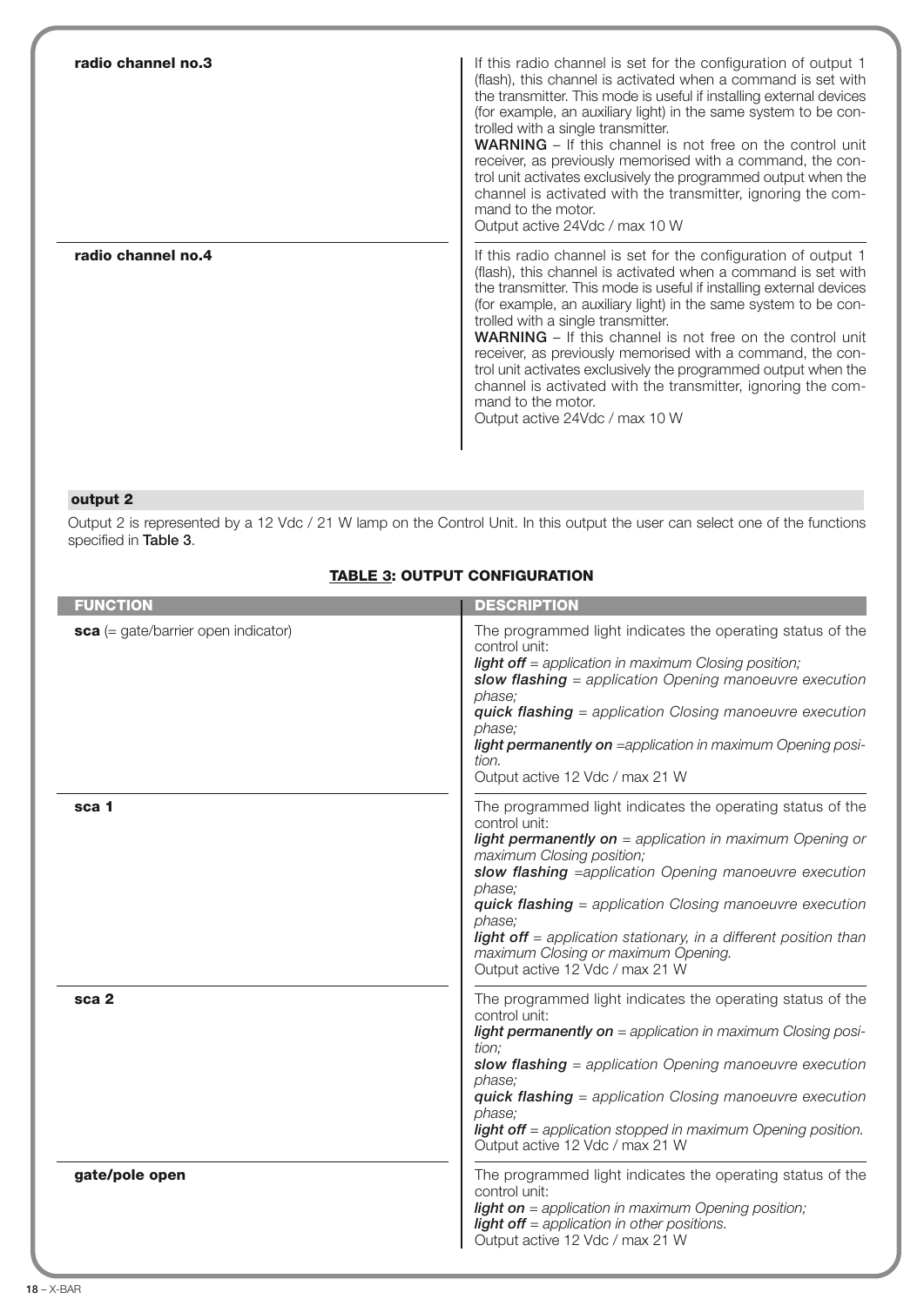| | |
|---|---|
| **radio channel no.3** | If this radio channel is set for the configuration of output 1 (flash), this channel is activated when a command is set with the transmitter. This mode is useful if installing external devices (for example, an auxiliary light) in the same system to be controlled with a single transmitter.<br>**WARNING** – If this channel is not free on the control unit receiver, as previously memorised with a command, the control unit activates exclusively the programmed output when the channel is activated with the transmitter, ignoring the command to the motor.<br>Output active 24Vdc / max 10 W |
| **radio channel no.4** | If this radio channel is set for the configuration of output 1 (flash), this channel is activated when a command is set with the transmitter. This mode is useful if installing external devices (for example, an auxiliary light) in the same system to be controlled with a single transmitter.<br>**WARNING** – If this channel is not free on the control unit receiver, as previously memorised with a command, the control unit activates exclusively the programmed output when the channel is activated with the transmitter, ignoring the command to the motor.<br>Output active 24Vdc / max 10 W |

**output 2**

Output 2 is represented by a 12 Vdc / 21 W lamp on the Control Unit. In this output the user can select one of the functions specified in **Table 3**.

### TABLE 3: OUTPUT CONFIGURATION

| FUNCTION | DESCRIPTION |
|---|---|
| **sca** (= gate/barrier open indicator) | The programmed light indicates the operating status of the control unit:<br>***light off*** *= application in maximum Closing position;*<br>***slow flashing*** *= application Opening manoeuvre execution phase;*<br>***quick flashing*** *= application Closing manoeuvre execution phase;*<br>***light permanently on*** *=application in maximum Opening position.*<br>Output active 12 Vdc / max 21 W |
| **sca 1** | The programmed light indicates the operating status of the control unit:<br>***light permanently on*** *= application in maximum Opening or maximum Closing position;*<br>***slow flashing*** *=application Opening manoeuvre execution phase;*<br>***quick flashing*** *= application Closing manoeuvre execution phase;*<br>***light off*** *= application stationary, in a different position than maximum Closing or maximum Opening.*<br>Output active 12 Vdc / max 21 W |
| **sca 2** | The programmed light indicates the operating status of the control unit:<br>***light permanently on*** *= application in maximum Closing position;*<br>***slow flashing*** *= application Opening manoeuvre execution phase;*<br>***quick flashing*** *= application Closing manoeuvre execution phase;*<br>***light off*** *= application stopped in maximum Opening position.*<br>Output active 12 Vdc / max 21 W |
| **gate/pole open** | The programmed light indicates the operating status of the control unit:<br>***light on*** *= application in maximum Opening position;*<br>***light off*** *= application in other positions.*<br>Output active 12 Vdc / max 21 W |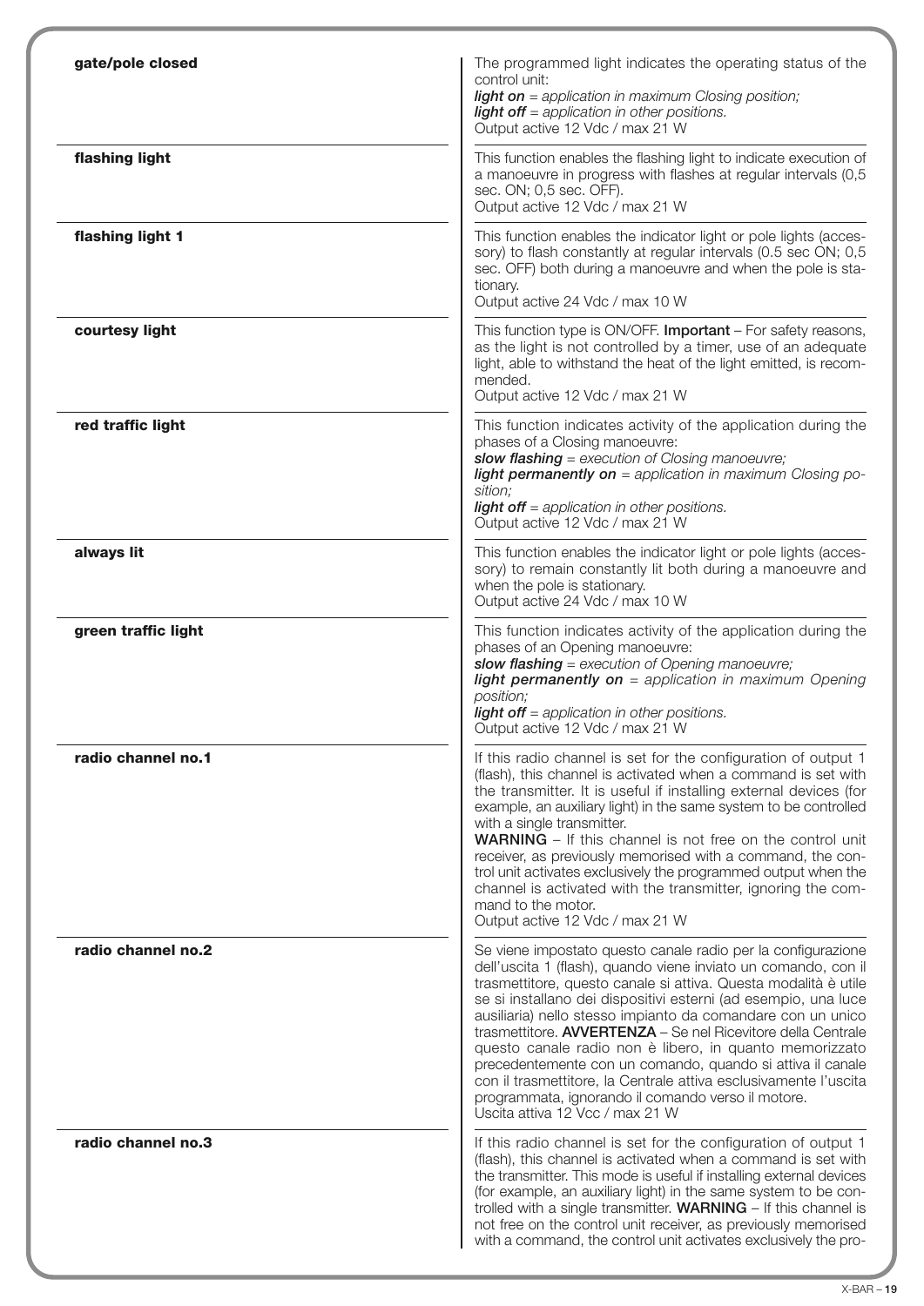| | |
|---|---|
| **gate/pole closed** | The programmed light indicates the operating status of the control unit:<br>***light on*** *= application in maximum Closing position;*<br>***light off*** *= application in other positions.*<br>Output active 12 Vdc / max 21 W |
| **flashing light** | This function enables the flashing light to indicate execution of a manoeuvre in progress with flashes at regular intervals (0,5 sec. ON; 0,5 sec. OFF).<br>Output active 12 Vdc / max 21 W |
| **flashing light 1** | This function enables the indicator light or pole lights (accessory) to flash constantly at regular intervals (0.5 sec ON; 0,5 sec. OFF) both during a manoeuvre and when the pole is stationary.<br>Output active 24 Vdc / max 10 W |
| **courtesy light** | This function type is ON/OFF. **Important** – For safety reasons, as the light is not controlled by a timer, use of an adequate light, able to withstand the heat of the light emitted, is recommended.<br>Output active 12 Vdc / max 21 W |
| **red traffic light** | This function indicates activity of the application during the phases of a Closing manoeuvre:<br>***slow flashing*** *= execution of Closing manoeuvre;*<br>***light permanently on*** *= application in maximum Closing position;*<br>***light off*** *= application in other positions.*<br>Output active 12 Vdc / max 21 W |
| **always lit** | This function enables the indicator light or pole lights (accessory) to remain constantly lit both during a manoeuvre and when the pole is stationary.<br>Output active 24 Vdc / max 10 W |
| **green traffic light** | This function indicates activity of the application during the phases of an Opening manoeuvre:<br>***slow flashing*** *= execution of Opening manoeuvre;*<br>***light permanently on*** *= application in maximum Opening position;*<br>***light off*** *= application in other positions.*<br>Output active 12 Vdc / max 21 W |
| **radio channel no.1** | If this radio channel is set for the configuration of output 1 (flash), this channel is activated when a command is set with the transmitter. It is useful if installing external devices (for example, an auxiliary light) in the same system to be controlled with a single transmitter.<br>**WARNING** – If this channel is not free on the control unit receiver, as previously memorised with a command, the control unit activates exclusively the programmed output when the channel is activated with the transmitter, ignoring the command to the motor.<br>Output active 12 Vdc / max 21 W |
| **radio channel no.2** | Se viene impostato questo canale radio per la configurazione dell'uscita 1 (flash), quando viene inviato un comando, con il trasmettitore, questo canale si attiva. Questa modalità è utile se si installano dei dispositivi esterni (ad esempio, una luce ausiliaria) nello stesso impianto da comandare con un unico trasmettitore. **AVVERTENZA** – Se nel Ricevitore della Centrale questo canale radio non è libero, in quanto memorizzato precedentemente con un comando, quando si attiva il canale con il trasmettitore, la Centrale attiva esclusivamente l'uscita programmata, ignorando il comando verso il motore.<br>Uscita attiva 12 Vcc / max 21 W |
| **radio channel no.3** | If this radio channel is set for the configuration of output 1 (flash), this channel is activated when a command is set with the transmitter. This mode is useful if installing external devices (for example, an auxiliary light) in the same system to be controlled with a single transmitter. **WARNING** – If this channel is not free on the control unit receiver, as previously memorised with a command, the control unit activates exclusively the pro- |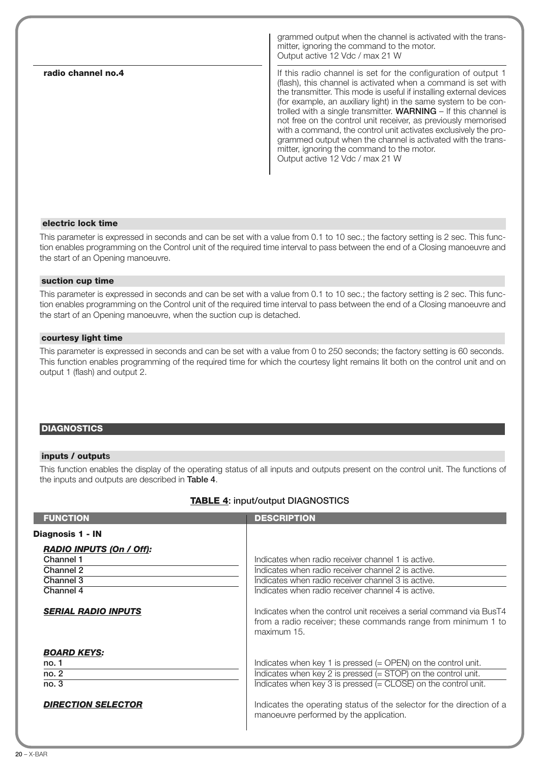| | |
|---|---|
| | grammed output when the channel is activated with the transmitter, ignoring the command to the motor. Output active 12 Vdc / max 21 W |
| **radio channel no.4** | If this radio channel is set for the configuration of output 1 (flash), this channel is activated when a command is set with the transmitter. This mode is useful if installing external devices (for example, an auxiliary light) in the same system to be controlled with a single transmitter. **WARNING** – If this channel is not free on the control unit receiver, as previously memorised with a command, the control unit activates exclusively the programmed output when the channel is activated with the transmitter, ignoring the command to the motor. Output active 12 Vdc / max 21 W |

**electric lock time**

This parameter is expressed in seconds and can be set with a value from 0.1 to 10 sec.; the factory setting is 2 sec. This function enables programming on the Control unit of the required time interval to pass between the end of a Closing manoeuvre and the start of an Opening manoeuvre.

**suction cup time**

This parameter is expressed in seconds and can be set with a value from 0.1 to 10 sec.; the factory setting is 2 sec. This function enables programming on the Control unit of the required time interval to pass between the end of a Closing manoeuvre and the start of an Opening manoeuvre, when the suction cup is detached.

**courtesy light time**

This parameter is expressed in seconds and can be set with a value from 0 to 250 seconds; the factory setting is 60 seconds. This function enables programming of the required time for which the courtesy light remains lit both on the control unit and on output 1 (flash) and output 2.

## DIAGNOSTICS

**inputs / outputs**

This function enables the display of the operating status of all inputs and outputs present on the control unit. The functions of the inputs and outputs are described in **Table 4**.

**TABLE 4: input/output DIAGNOSTICS**

| FUNCTION | DESCRIPTION |
|---|---|
| **Diagnosis 1 - IN** | |
| ***RADIO INPUTS (On / Off):*** | |
| Channel 1 | Indicates when radio receiver channel 1 is active. |
| Channel 2 | Indicates when radio receiver channel 2 is active. |
| Channel 3 | Indicates when radio receiver channel 3 is active. |
| Channel 4 | Indicates when radio receiver channel 4 is active. |
| ***SERIAL RADIO INPUTS*** | Indicates when the control unit receives a serial command via BusT4 from a radio receiver; these commands range from minimum 1 to maximum 15. |
| ***BOARD KEYS:*** | |
| no. 1 | Indicates when key 1 is pressed (= OPEN) on the control unit. |
| no. 2 | Indicates when key 2 is pressed (= STOP) on the control unit. |
| no. 3 | Indicates when key 3 is pressed (= CLOSE) on the control unit. |
| ***DIRECTION SELECTOR*** | Indicates the operating status of the selector for the direction of a manoeuvre performed by the application. |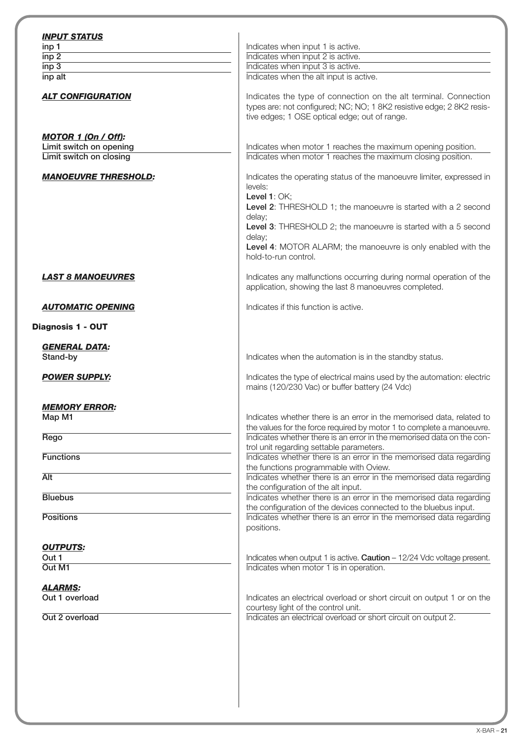***INPUT STATUS***

| | |
|---|---|
| **inp 1** | Indicates when input 1 is active. |
| **inp 2** | Indicates when input 2 is active. |
| **inp 3** | Indicates when input 3 is active. |
| **inp alt** | Indicates when the alt input is active. |

***ALT CONFIGURATION***

Indicates the type of connection on the alt terminal. Connection types are: not configured; NC; NO; 1 8K2 resistive edge; 2 8K2 resistive edges; 1 OSE optical edge; out of range.

***MOTOR 1 (On / Off):***

| | |
|---|---|
| **Limit switch on opening** | Indicates when motor 1 reaches the maximum opening position. |
| **Limit switch on closing** | Indicates when motor 1 reaches the maximum closing position. |

***MANOEUVRE THRESHOLD:***

Indicates the operating status of the manoeuvre limiter, expressed in levels:
**Level 1**: OK;
**Level 2**: THRESHOLD 1; the manoeuvre is started with a 2 second delay;
**Level 3**: THRESHOLD 2; the manoeuvre is started with a 5 second delay;
**Level 4**: MOTOR ALARM; the manoeuvre is only enabled with the hold-to-run control.

***LAST 8 MANOEUVRES***

Indicates any malfunctions occurring during normal operation of the application, showing the last 8 manoeuvres completed.

***AUTOMATIC OPENING***

Indicates if this function is active.

**Diagnosis 1 - OUT**

***GENERAL DATA:***

| | |
|---|---|
| **Stand-by** | Indicates when the automation is in the standby status. |

***POWER SUPPLY:***

Indicates the type of electrical mains used by the automation: electric mains (120/230 Vac) or buffer battery (24 Vdc)

***MEMORY ERROR:***

| | |
|---|---|
| **Map M1** | Indicates whether there is an error in the memorised data, related to the values for the force required by motor 1 to complete a manoeuvre. |
| **Rego** | Indicates whether there is an error in the memorised data on the control unit regarding settable parameters. |
| **Functions** | Indicates whether there is an error in the memorised data regarding the functions programmable with Oview. |
| **Alt** | Indicates whether there is an error in the memorised data regarding the configuration of the alt input. |
| **Bluebus** | Indicates whether there is an error in the memorised data regarding the configuration of the devices connected to the bluebus input. |
| **Positions** | Indicates whether there is an error in the memorised data regarding positions. |

***OUTPUTS:***

| | |
|---|---|
| **Out 1** | Indicates when output 1 is active. **Caution** – 12/24 Vdc voltage present. |
| **Out M1** | Indicates when motor 1 is in operation. |

***ALARMS:***

| | |
|---|---|
| **Out 1 overload** | Indicates an electrical overload or short circuit on output 1 or on the courtesy light of the control unit. |
| **Out 2 overload** | Indicates an electrical overload or short circuit on output 2. |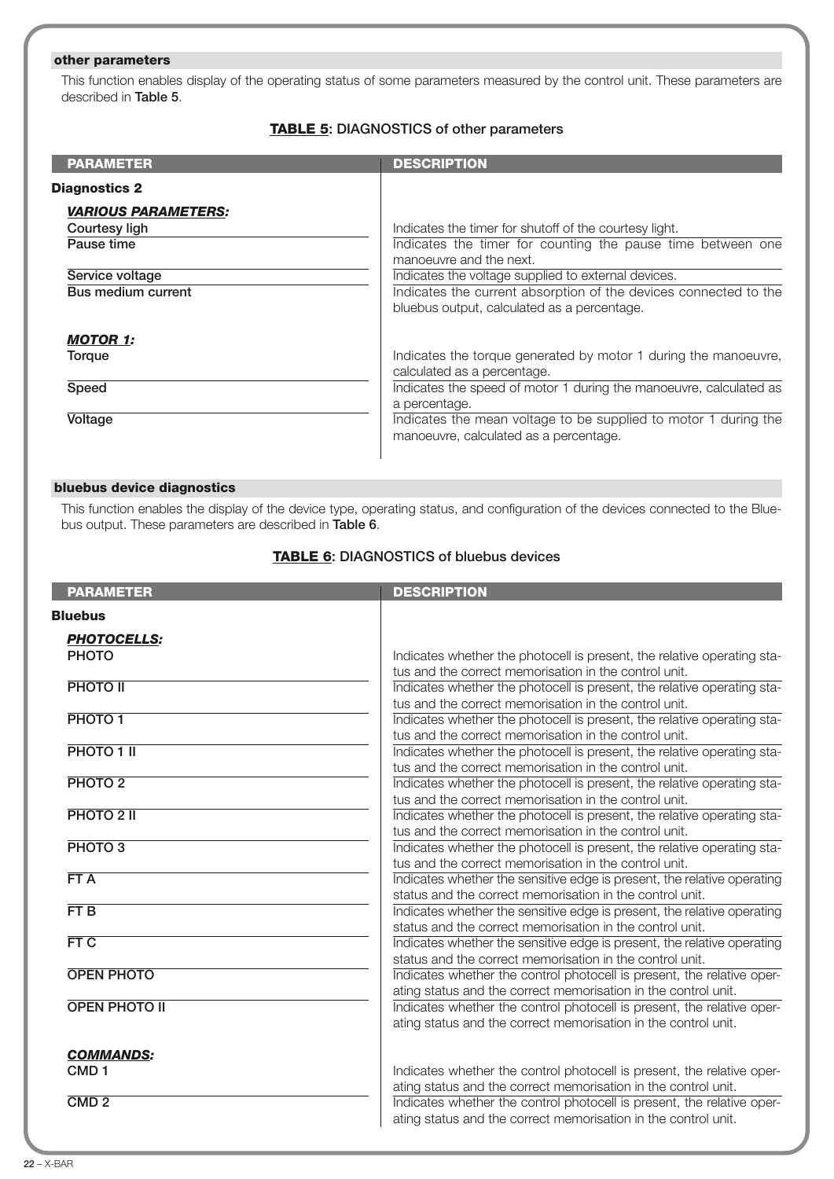### other parameters

This function enables display of the operating status of some parameters measured by the control unit. These parameters are described in **Table 5**.

**TABLE 5: DIAGNOSTICS of other parameters**

| PARAMETER | DESCRIPTION |
|---|---|
| **Diagnostics 2** | |
| ***VARIOUS PARAMETERS:*** | |
| Courtesy ligh | Indicates the timer for shutoff of the courtesy light. |
| Pause time | Indicates the timer for counting the pause time between one manoeuvre and the next. |
| Service voltage | Indicates the voltage supplied to external devices. |
| Bus medium current | Indicates the current absorption of the devices connected to the bluebus output, calculated as a percentage. |
| ***MOTOR 1:*** | |
| Torque | Indicates the torque generated by motor 1 during the manoeuvre, calculated as a percentage. |
| Speed | Indicates the speed of motor 1 during the manoeuvre, calculated as a percentage. |
| Voltage | Indicates the mean voltage to be supplied to motor 1 during the manoeuvre, calculated as a percentage. |

### bluebus device diagnostics

This function enables the display of the device type, operating status, and configuration of the devices connected to the Bluebus output. These parameters are described in **Table 6**.

**TABLE 6: DIAGNOSTICS of bluebus devices**

| PARAMETER | DESCRIPTION |
|---|---|
| **Bluebus** | |
| ***PHOTOCELLS:*** | |
| PHOTO | Indicates whether the photocell is present, the relative operating status and the correct memorisation in the control unit. |
| PHOTO II | Indicates whether the photocell is present, the relative operating status and the correct memorisation in the control unit. |
| PHOTO 1 | Indicates whether the photocell is present, the relative operating status and the correct memorisation in the control unit. |
| PHOTO 1 II | Indicates whether the photocell is present, the relative operating status and the correct memorisation in the control unit. |
| PHOTO 2 | Indicates whether the photocell is present, the relative operating status and the correct memorisation in the control unit. |
| PHOTO 2 II | Indicates whether the photocell is present, the relative operating status and the correct memorisation in the control unit. |
| PHOTO 3 | Indicates whether the photocell is present, the relative operating status and the correct memorisation in the control unit. |
| FT A | Indicates whether the sensitive edge is present, the relative operating status and the correct memorisation in the control unit. |
| FT B | Indicates whether the sensitive edge is present, the relative operating status and the correct memorisation in the control unit. |
| FT C | Indicates whether the sensitive edge is present, the relative operating status and the correct memorisation in the control unit. |
| OPEN PHOTO | Indicates whether the control photocell is present, the relative operating status and the correct memorisation in the control unit. |
| OPEN PHOTO II | Indicates whether the control photocell is present, the relative operating status and the correct memorisation in the control unit. |
| ***COMMANDS:*** | |
| CMD 1 | Indicates whether the control photocell is present, the relative operating status and the correct memorisation in the control unit. |
| CMD 2 | Indicates whether the control photocell is present, the relative operating status and the correct memorisation in the control unit. |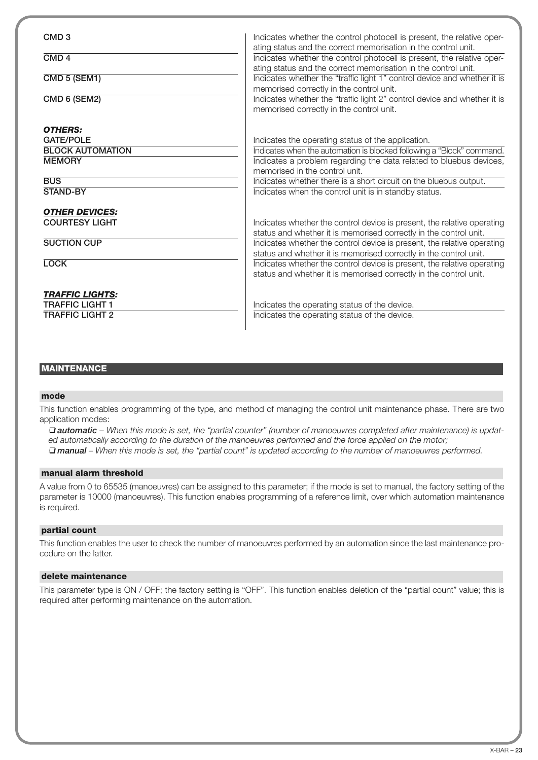| | |
|---|---|
| CMD 3 | Indicates whether the control photocell is present, the relative operating status and the correct memorisation in the control unit. |
| CMD 4 | Indicates whether the control photocell is present, the relative operating status and the correct memorisation in the control unit. |
| CMD 5 (SEM1) | Indicates whether the "traffic light 1" control device and whether it is memorised correctly in the control unit. |
| CMD 6 (SEM2) | Indicates whether the "traffic light 2" control device and whether it is memorised correctly in the control unit. |
| ***OTHERS:*** | |
| GATE/POLE | Indicates the operating status of the application. |
| BLOCK AUTOMATION | Indicates when the automation is blocked following a "Block" command. |
| MEMORY | Indicates a problem regarding the data related to bluebus devices, memorised in the control unit. |
| BUS | Indicates whether there is a short circuit on the bluebus output. |
| STAND-BY | Indicates when the control unit is in standby status. |
| ***OTHER DEVICES:*** | |
| COURTESY LIGHT | Indicates whether the control device is present, the relative operating status and whether it is memorised correctly in the control unit. |
| SUCTION CUP | Indicates whether the control device is present, the relative operating status and whether it is memorised correctly in the control unit. |
| LOCK | Indicates whether the control device is present, the relative operating status and whether it is memorised correctly in the control unit. |
| ***TRAFFIC LIGHTS:*** | |
| TRAFFIC LIGHT 1 | Indicates the operating status of the device. |
| TRAFFIC LIGHT 2 | Indicates the operating status of the device. |

## MAINTENANCE

### mode

This function enables programming of the type, and method of managing the control unit maintenance phase. There are two application modes:

❏ ***automatic*** *– When this mode is set, the "partial counter" (number of manoeuvres completed after maintenance) is updated automatically according to the duration of the manoeuvres performed and the force applied on the motor;*

❏ ***manual*** *– When this mode is set, the "partial count" is updated according to the number of manoeuvres performed.*

### manual alarm threshold

A value from 0 to 65535 (manoeuvres) can be assigned to this parameter; if the mode is set to manual, the factory setting of the parameter is 10000 (manoeuvres). This function enables programming of a reference limit, over which automation maintenance is required.

### partial count

This function enables the user to check the number of manoeuvres performed by an automation since the last maintenance procedure on the latter.

### delete maintenance

This parameter type is ON / OFF; the factory setting is "OFF". This function enables deletion of the "partial count" value; this is required after performing maintenance on the automation.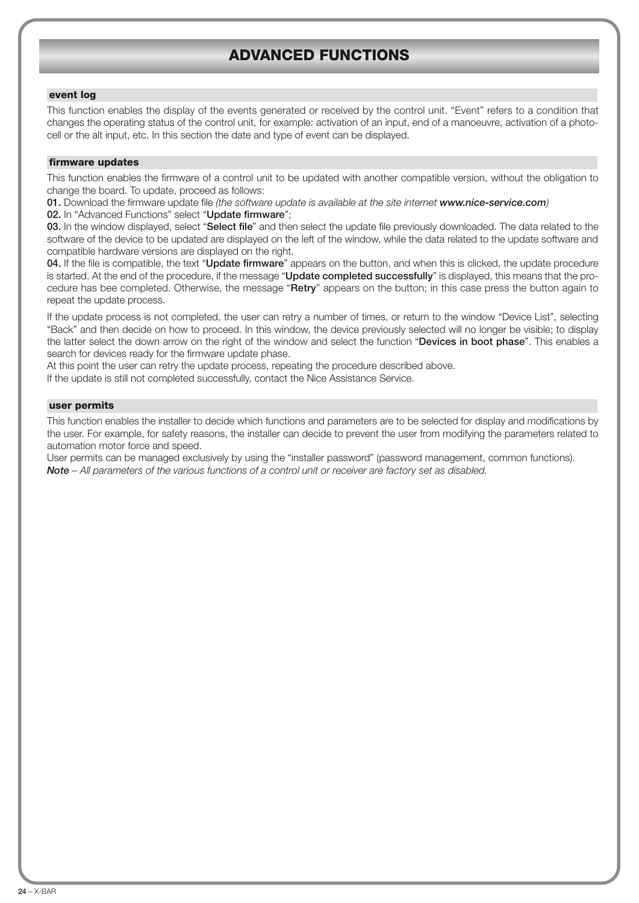# ADVANCED FUNCTIONS

## event log

This function enables the display of the events generated or received by the control unit. "Event" refers to a condition that changes the operating status of the control unit, for example: activation of an input, end of a manoeuvre, activation of a photocell or the alt input, etc. In this section the date and type of event can be displayed.

## firmware updates

This function enables the firmware of a control unit to be updated with another compatible version, without the obligation to change the board. To update, proceed as follows:

**01.** Download the firmware update file *(the software update is available at the site internet **www.nice-service.com**)*

**02.** In "Advanced Functions" select "**Update firmware**";

**03.** In the window displayed, select "**Select file**" and then select the update file previously downloaded. The data related to the software of the device to be updated are displayed on the left of the window, while the data related to the update software and compatible hardware versions are displayed on the right.

**04.** If the file is compatible, the text "**Update firmware**" appears on the button, and when this is clicked, the update procedure is started. At the end of the procedure, if the message "**Update completed successfully**" is displayed, this means that the procedure has bee completed. Otherwise, the message "**Retry**" appears on the button; in this case press the button again to repeat the update process.

If the update process is not completed, the user can retry a number of times, or return to the window "Device List", selecting "Back" and then decide on how to proceed. In this window, the device previously selected will no longer be visible; to display the latter select the down arrow on the right of the window and select the function "**Devices in boot phase**". This enables a search for devices ready for the firmware update phase.
At this point the user can retry the update process, repeating the procedure described above.
If the update is still not completed successfully, contact the Nice Assistance Service.

## user permits

This function enables the installer to decide which functions and parameters are to be selected for display and modifications by the user. For example, for safety reasons, the installer can decide to prevent the user from modifying the parameters related to automation motor force and speed.
User permits can be managed exclusively by using the "installer password" (password management, common functions).
***Note*** *– All parameters of the various functions of a control unit or receiver are factory set as disabled.*